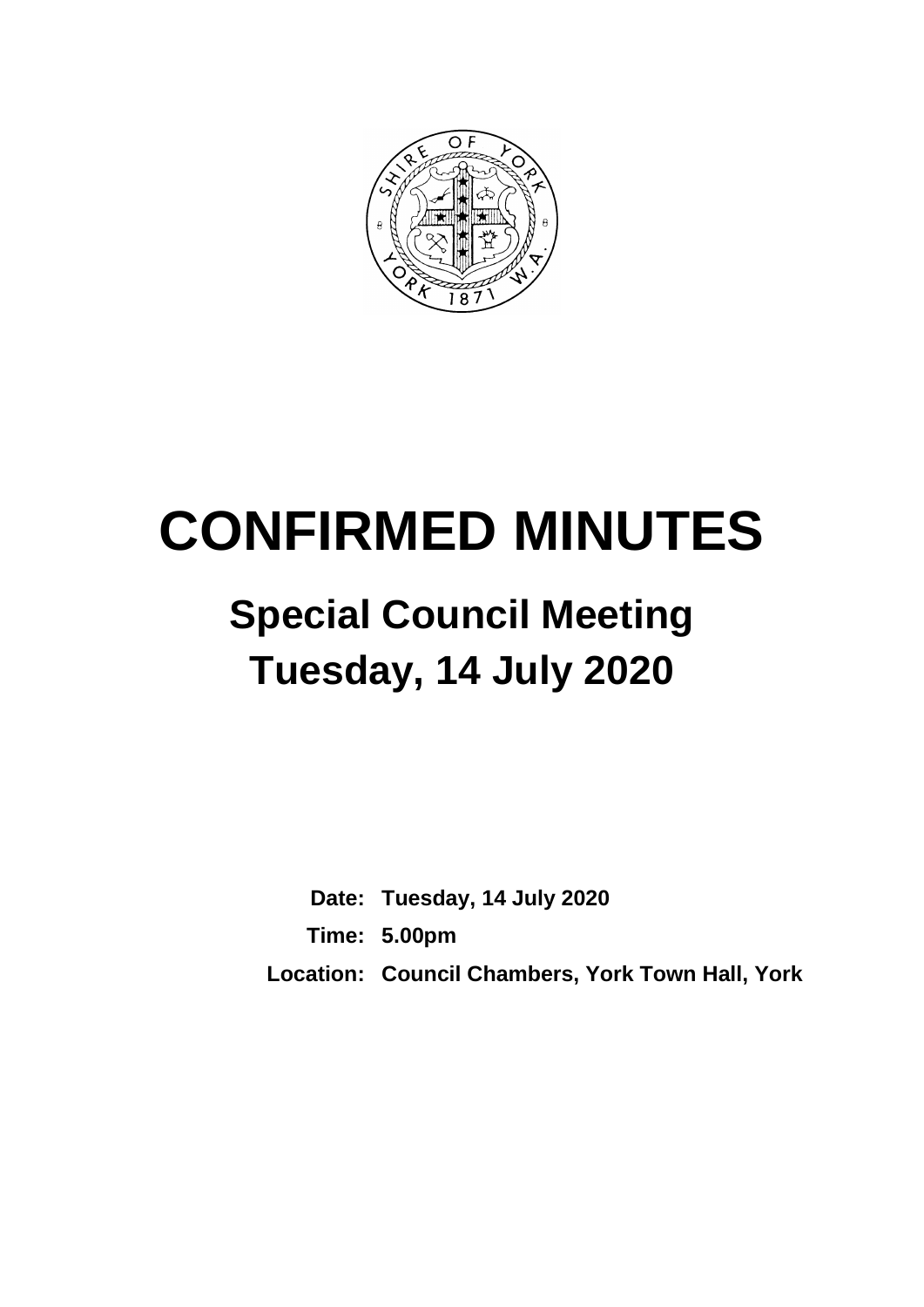# CONFIRMED MINUTES

## Special Council Meeting

## Tuesday, 14 July 2020

**Date:** **Tuesday, 14 July 2020**

**Time:** **5.00pm**

**Location:** **Council Chambers, York Town Hall, York**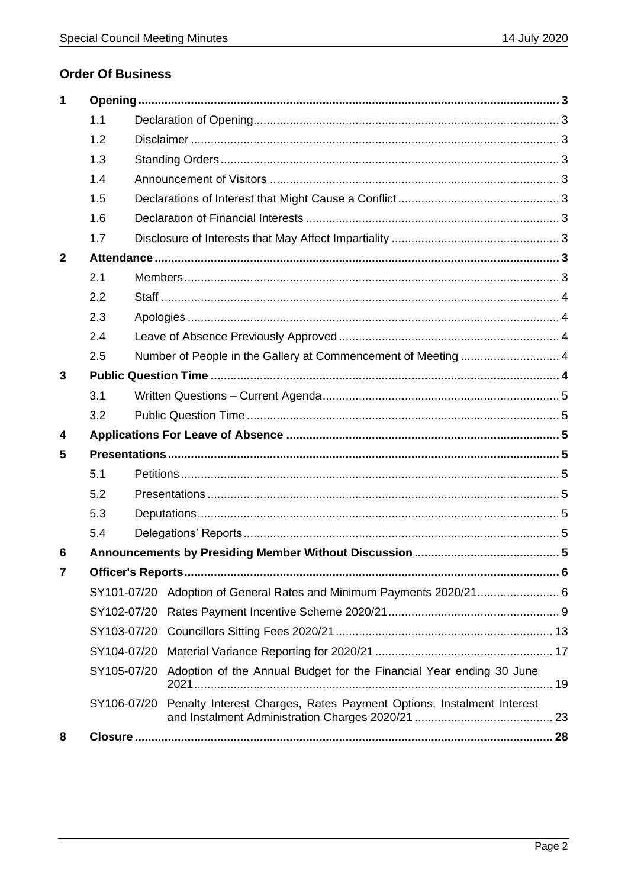## Order Of Business

| | | |
|---|---|---|
| **1** | **Opening** | **3** |
| 1.1 | Declaration of Opening | 3 |
| 1.2 | Disclaimer | 3 |
| 1.3 | Standing Orders | 3 |
| 1.4 | Announcement of Visitors | 3 |
| 1.5 | Declarations of Interest that Might Cause a Conflict | 3 |
| 1.6 | Declaration of Financial Interests | 3 |
| 1.7 | Disclosure of Interests that May Affect Impartiality | 3 |
| **2** | **Attendance** | **3** |
| 2.1 | Members | 3 |
| 2.2 | Staff | 4 |
| 2.3 | Apologies | 4 |
| 2.4 | Leave of Absence Previously Approved | 4 |
| 2.5 | Number of People in the Gallery at Commencement of Meeting | 4 |
| **3** | **Public Question Time** | **4** |
| 3.1 | Written Questions – Current Agenda | 5 |
| 3.2 | Public Question Time | 5 |
| **4** | **Applications For Leave of Absence** | **5** |
| **5** | **Presentations** | **5** |
| 5.1 | Petitions | 5 |
| 5.2 | Presentations | 5 |
| 5.3 | Deputations | 5 |
| 5.4 | Delegations' Reports | 5 |
| **6** | **Announcements by Presiding Member Without Discussion** | **5** |
| **7** | **Officer's Reports** | **6** |
| SY101-07/20 | Adoption of General Rates and Minimum Payments 2020/21 | 6 |
| SY102-07/20 | Rates Payment Incentive Scheme 2020/21 | 9 |
| SY103-07/20 | Councillors Sitting Fees 2020/21 | 13 |
| SY104-07/20 | Material Variance Reporting for 2020/21 | 17 |
| SY105-07/20 | Adoption of the Annual Budget for the Financial Year ending 30 June 2021 | 19 |
| SY106-07/20 | Penalty Interest Charges, Rates Payment Options, Instalment Interest and Instalment Administration Charges 2020/21 | 23 |
| **8** | **Closure** | **28** |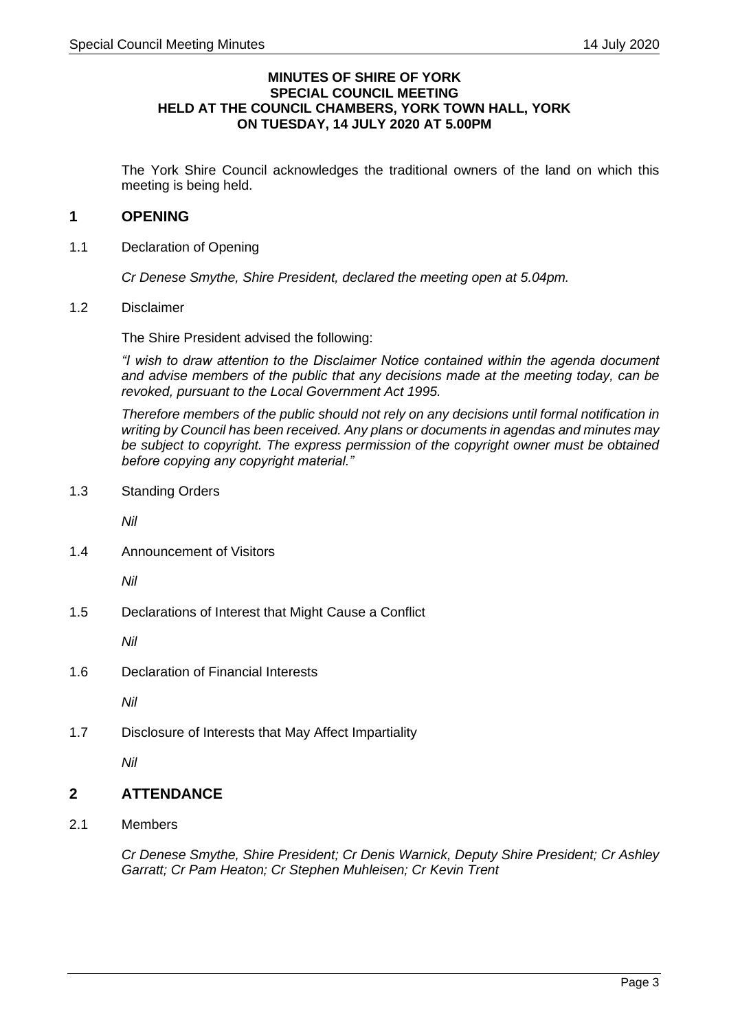**MINUTES OF SHIRE OF YORK**
**SPECIAL COUNCIL MEETING**
**HELD AT THE COUNCIL CHAMBERS, YORK TOWN HALL, YORK**
**ON TUESDAY, 14 JULY 2020 AT 5.00PM**

The York Shire Council acknowledges the traditional owners of the land on which this meeting is being held.

## 1 OPENING

1.1 Declaration of Opening

*Cr Denese Smythe, Shire President, declared the meeting open at 5.04pm.*

1.2 Disclaimer

The Shire President advised the following:

*"I wish to draw attention to the Disclaimer Notice contained within the agenda document and advise members of the public that any decisions made at the meeting today, can be revoked, pursuant to the Local Government Act 1995.*

*Therefore members of the public should not rely on any decisions until formal notification in writing by Council has been received. Any plans or documents in agendas and minutes may be subject to copyright. The express permission of the copyright owner must be obtained before copying any copyright material."*

1.3 Standing Orders

*Nil*

1.4 Announcement of Visitors

*Nil*

1.5 Declarations of Interest that Might Cause a Conflict

*Nil*

1.6 Declaration of Financial Interests

*Nil*

1.7 Disclosure of Interests that May Affect Impartiality

*Nil*

## 2 ATTENDANCE

2.1 Members

*Cr Denese Smythe, Shire President; Cr Denis Warnick, Deputy Shire President; Cr Ashley Garratt; Cr Pam Heaton; Cr Stephen Muhleisen; Cr Kevin Trent*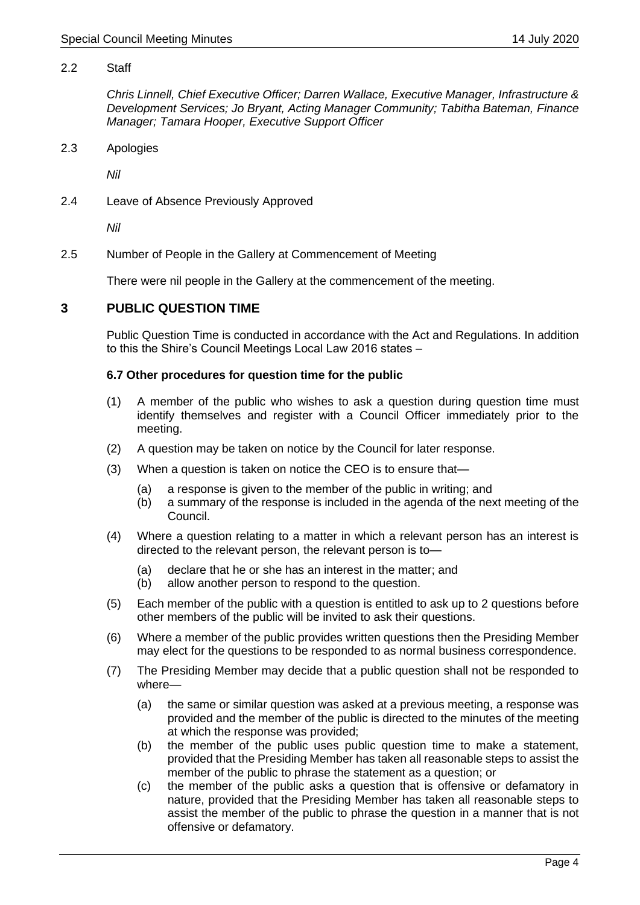2.2 Staff

*Chris Linnell, Chief Executive Officer; Darren Wallace, Executive Manager, Infrastructure & Development Services; Jo Bryant, Acting Manager Community; Tabitha Bateman, Finance Manager; Tamara Hooper, Executive Support Officer*

2.3 Apologies

*Nil*

2.4 Leave of Absence Previously Approved

*Nil*

2.5 Number of People in the Gallery at Commencement of Meeting

There were nil people in the Gallery at the commencement of the meeting.

## 3 PUBLIC QUESTION TIME

Public Question Time is conducted in accordance with the Act and Regulations. In addition to this the Shire's Council Meetings Local Law 2016 states –

**6.7 Other procedures for question time for the public**

(1) A member of the public who wishes to ask a question during question time must identify themselves and register with a Council Officer immediately prior to the meeting.

(2) A question may be taken on notice by the Council for later response.

(3) When a question is taken on notice the CEO is to ensure that—

 (a) a response is given to the member of the public in writing; and
 (b) a summary of the response is included in the agenda of the next meeting of the Council.

(4) Where a question relating to a matter in which a relevant person has an interest is directed to the relevant person, the relevant person is to—

 (a) declare that he or she has an interest in the matter; and
 (b) allow another person to respond to the question.

(5) Each member of the public with a question is entitled to ask up to 2 questions before other members of the public will be invited to ask their questions.

(6) Where a member of the public provides written questions then the Presiding Member may elect for the questions to be responded to as normal business correspondence.

(7) The Presiding Member may decide that a public question shall not be responded to where—

 (a) the same or similar question was asked at a previous meeting, a response was provided and the member of the public is directed to the minutes of the meeting at which the response was provided;
 (b) the member of the public uses public question time to make a statement, provided that the Presiding Member has taken all reasonable steps to assist the member of the public to phrase the statement as a question; or
 (c) the member of the public asks a question that is offensive or defamatory in nature, provided that the Presiding Member has taken all reasonable steps to assist the member of the public to phrase the question in a manner that is not offensive or defamatory.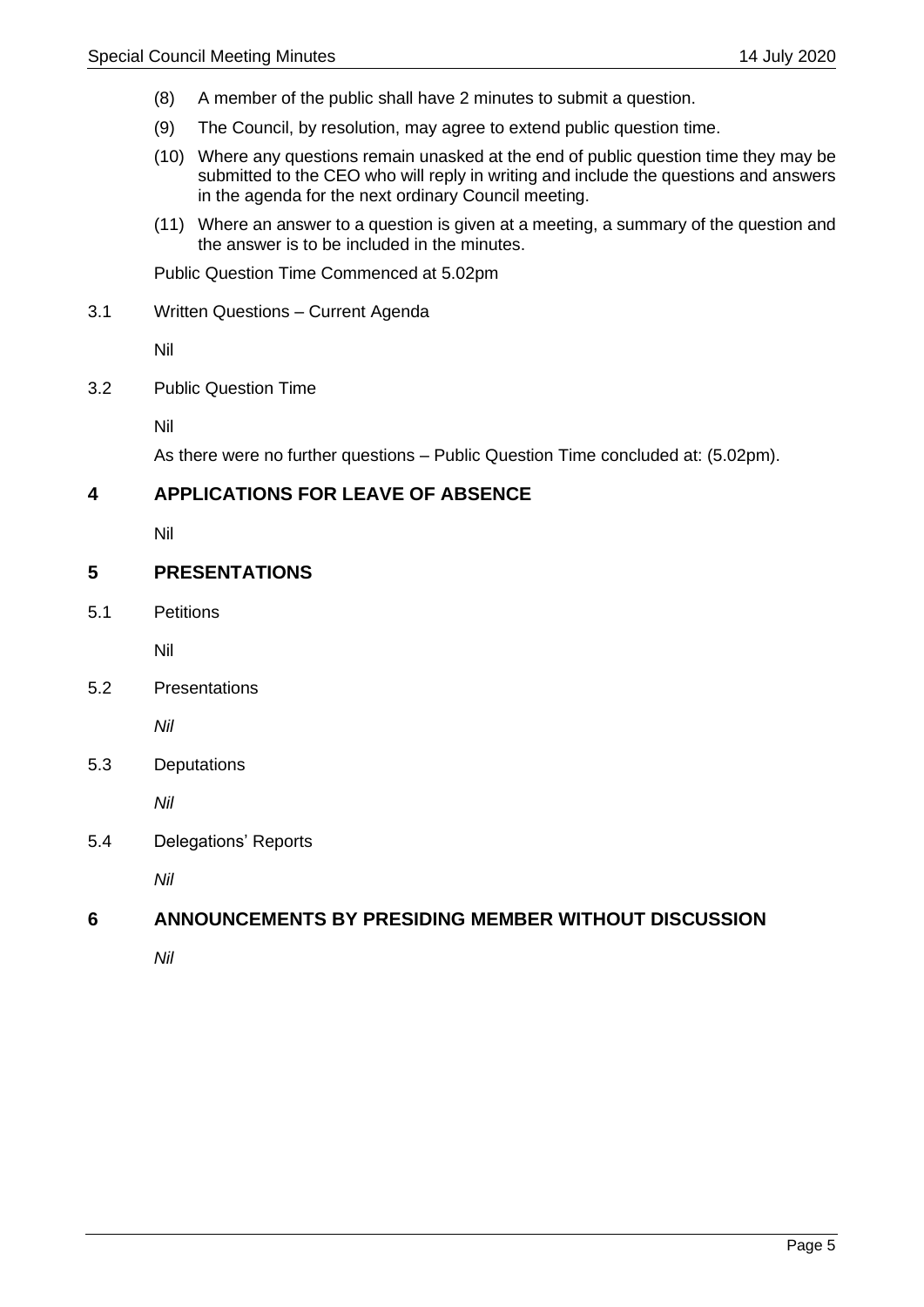(8) A member of the public shall have 2 minutes to submit a question.

(9) The Council, by resolution, may agree to extend public question time.

(10) Where any questions remain unasked at the end of public question time they may be submitted to the CEO who will reply in writing and include the questions and answers in the agenda for the next ordinary Council meeting.

(11) Where an answer to a question is given at a meeting, a summary of the question and the answer is to be included in the minutes.

Public Question Time Commenced at 5.02pm

3.1 Written Questions – Current Agenda

Nil

3.2 Public Question Time

Nil

As there were no further questions – Public Question Time concluded at: (5.02pm).

## 4 APPLICATIONS FOR LEAVE OF ABSENCE

Nil

## 5 PRESENTATIONS

5.1 Petitions

Nil

5.2 Presentations

*Nil*

5.3 Deputations

*Nil*

5.4 Delegations' Reports

*Nil*

## 6 ANNOUNCEMENTS BY PRESIDING MEMBER WITHOUT DISCUSSION

*Nil*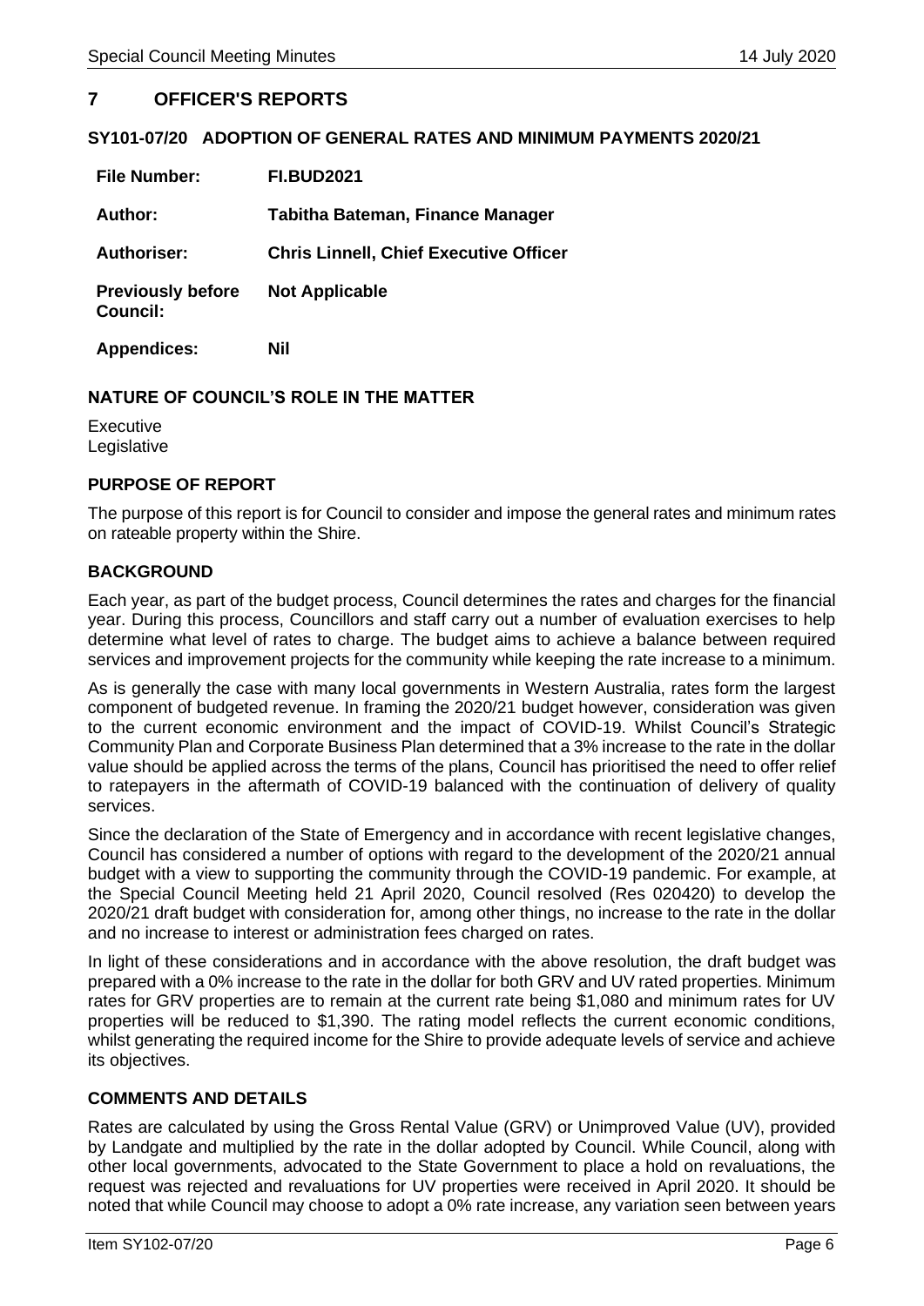## 7 OFFICER'S REPORTS

### SY101-07/20 ADOPTION OF GENERAL RATES AND MINIMUM PAYMENTS 2020/21

| | |
|---|---|
| **File Number:** | **FI.BUD2021** |
| **Author:** | **Tabitha Bateman, Finance Manager** |
| **Authoriser:** | **Chris Linnell, Chief Executive Officer** |
| **Previously before Council:** | **Not Applicable** |
| **Appendices:** | **Nil** |

### NATURE OF COUNCIL'S ROLE IN THE MATTER

Executive
Legislative

### PURPOSE OF REPORT

The purpose of this report is for Council to consider and impose the general rates and minimum rates on rateable property within the Shire.

### BACKGROUND

Each year, as part of the budget process, Council determines the rates and charges for the financial year. During this process, Councillors and staff carry out a number of evaluation exercises to help determine what level of rates to charge. The budget aims to achieve a balance between required services and improvement projects for the community while keeping the rate increase to a minimum.

As is generally the case with many local governments in Western Australia, rates form the largest component of budgeted revenue. In framing the 2020/21 budget however, consideration was given to the current economic environment and the impact of COVID-19. Whilst Council's Strategic Community Plan and Corporate Business Plan determined that a 3% increase to the rate in the dollar value should be applied across the terms of the plans, Council has prioritised the need to offer relief to ratepayers in the aftermath of COVID-19 balanced with the continuation of delivery of quality services.

Since the declaration of the State of Emergency and in accordance with recent legislative changes, Council has considered a number of options with regard to the development of the 2020/21 annual budget with a view to supporting the community through the COVID-19 pandemic. For example, at the Special Council Meeting held 21 April 2020, Council resolved (Res 020420) to develop the 2020/21 draft budget with consideration for, among other things, no increase to the rate in the dollar and no increase to interest or administration fees charged on rates.

In light of these considerations and in accordance with the above resolution, the draft budget was prepared with a 0% increase to the rate in the dollar for both GRV and UV rated properties. Minimum rates for GRV properties are to remain at the current rate being $1,080 and minimum rates for UV properties will be reduced to $1,390. The rating model reflects the current economic conditions, whilst generating the required income for the Shire to provide adequate levels of service and achieve its objectives.

### COMMENTS AND DETAILS

Rates are calculated by using the Gross Rental Value (GRV) or Unimproved Value (UV), provided by Landgate and multiplied by the rate in the dollar adopted by Council. While Council, along with other local governments, advocated to the State Government to place a hold on revaluations, the request was rejected and revaluations for UV properties were received in April 2020. It should be noted that while Council may choose to adopt a 0% rate increase, any variation seen between years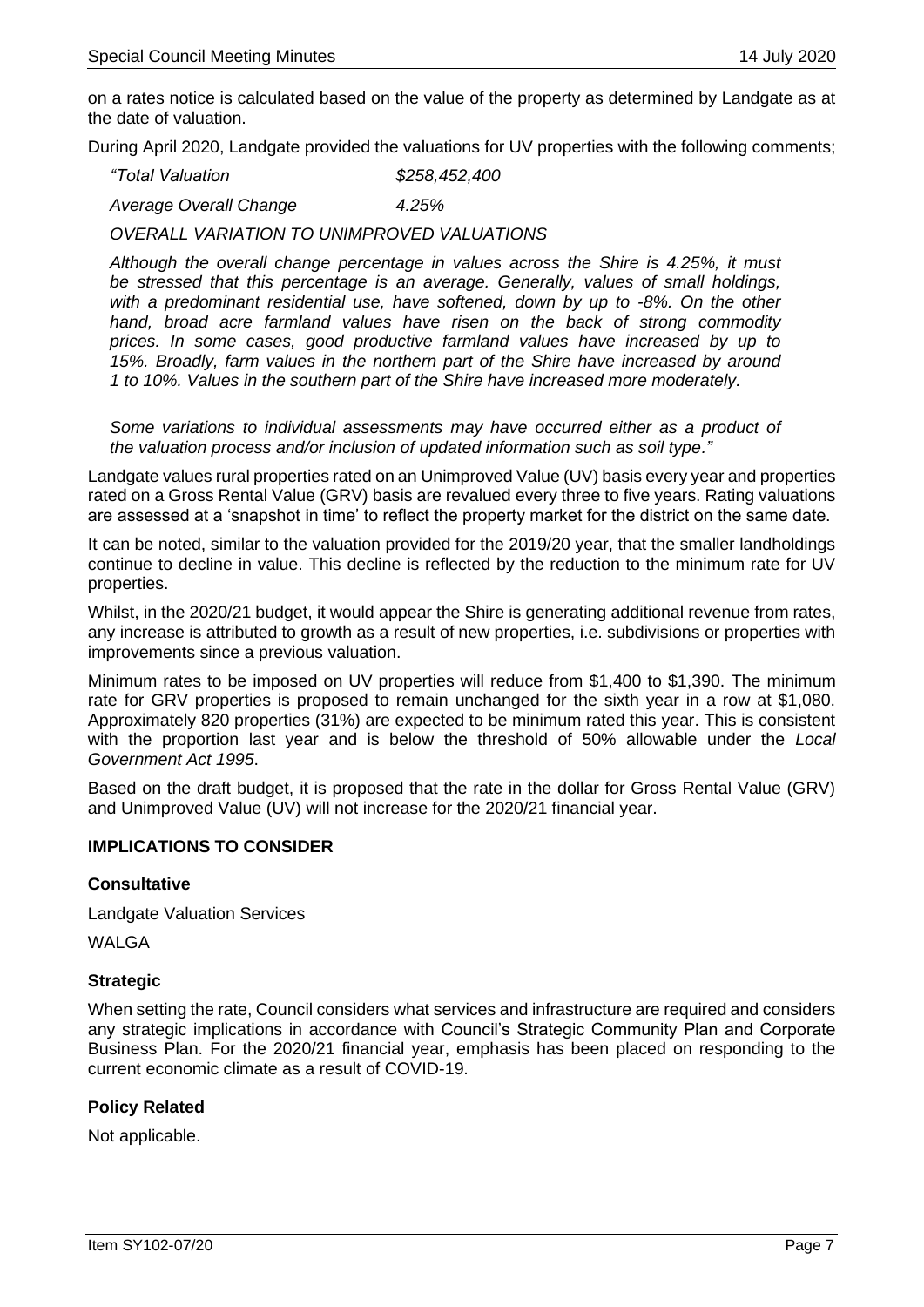on a rates notice is calculated based on the value of the property as determined by Landgate as at the date of valuation.

During April 2020, Landgate provided the valuations for UV properties with the following comments;

> *"Total Valuation $258,452,400*
>
> *Average Overall Change 4.25%*
>
> *OVERALL VARIATION TO UNIMPROVED VALUATIONS*
>
> *Although the overall change percentage in values across the Shire is 4.25%, it must be stressed that this percentage is an average. Generally, values of small holdings, with a predominant residential use, have softened, down by up to -8%. On the other hand, broad acre farmland values have risen on the back of strong commodity prices. In some cases, good productive farmland values have increased by up to 15%. Broadly, farm values in the northern part of the Shire have increased by around 1 to 10%. Values in the southern part of the Shire have increased more moderately.*
>
> *Some variations to individual assessments may have occurred either as a product of the valuation process and/or inclusion of updated information such as soil type."*

Landgate values rural properties rated on an Unimproved Value (UV) basis every year and properties rated on a Gross Rental Value (GRV) basis are revalued every three to five years. Rating valuations are assessed at a 'snapshot in time' to reflect the property market for the district on the same date.

It can be noted, similar to the valuation provided for the 2019/20 year, that the smaller landholdings continue to decline in value. This decline is reflected by the reduction to the minimum rate for UV properties.

Whilst, in the 2020/21 budget, it would appear the Shire is generating additional revenue from rates, any increase is attributed to growth as a result of new properties, i.e. subdivisions or properties with improvements since a previous valuation.

Minimum rates to be imposed on UV properties will reduce from $1,400 to $1,390. The minimum rate for GRV properties is proposed to remain unchanged for the sixth year in a row at $1,080. Approximately 820 properties (31%) are expected to be minimum rated this year. This is consistent with the proportion last year and is below the threshold of 50% allowable under the *Local Government Act 1995*.

Based on the draft budget, it is proposed that the rate in the dollar for Gross Rental Value (GRV) and Unimproved Value (UV) will not increase for the 2020/21 financial year.

## IMPLICATIONS TO CONSIDER

### Consultative

Landgate Valuation Services

WALGA

### Strategic

When setting the rate, Council considers what services and infrastructure are required and considers any strategic implications in accordance with Council's Strategic Community Plan and Corporate Business Plan. For the 2020/21 financial year, emphasis has been placed on responding to the current economic climate as a result of COVID-19.

### Policy Related

Not applicable.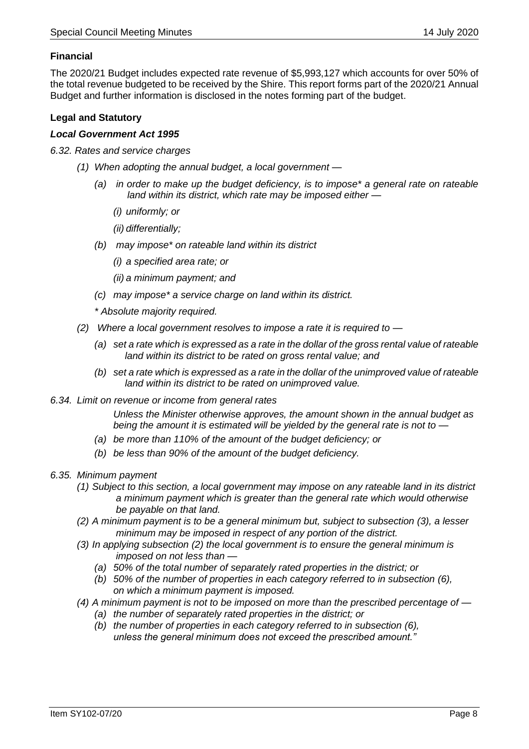### Financial

The 2020/21 Budget includes expected rate revenue of $5,993,127 which accounts for over 50% of the total revenue budgeted to be received by the Shire. This report forms part of the 2020/21 Annual Budget and further information is disclosed in the notes forming part of the budget.

### Legal and Statutory

***Local Government Act 1995***

*6.32. Rates and service charges*

*(1) When adopting the annual budget, a local government —*

*(a) in order to make up the budget deficiency, is to impose\* a general rate on rateable land within its district, which rate may be imposed either —*

*(i) uniformly; or*

*(ii) differentially;*

*(b) may impose\* on rateable land within its district*

*(i) a specified area rate; or*

*(ii) a minimum payment; and*

*(c) may impose\* a service charge on land within its district.*

*\* Absolute majority required.*

*(2) Where a local government resolves to impose a rate it is required to —*

*(a) set a rate which is expressed as a rate in the dollar of the gross rental value of rateable land within its district to be rated on gross rental value; and*

*(b) set a rate which is expressed as a rate in the dollar of the unimproved value of rateable land within its district to be rated on unimproved value.*

*6.34. Limit on revenue or income from general rates*

*Unless the Minister otherwise approves, the amount shown in the annual budget as being the amount it is estimated will be yielded by the general rate is not to —*

*(a) be more than 110% of the amount of the budget deficiency; or*

*(b) be less than 90% of the amount of the budget deficiency.*

*6.35. Minimum payment*

*(1) Subject to this section, a local government may impose on any rateable land in its district a minimum payment which is greater than the general rate which would otherwise be payable on that land.*

*(2) A minimum payment is to be a general minimum but, subject to subsection (3), a lesser minimum may be imposed in respect of any portion of the district.*

*(3) In applying subsection (2) the local government is to ensure the general minimum is imposed on not less than —*

*(a) 50% of the total number of separately rated properties in the district; or*

*(b) 50% of the number of properties in each category referred to in subsection (6), on which a minimum payment is imposed.*

*(4) A minimum payment is not to be imposed on more than the prescribed percentage of —*

*(a) the number of separately rated properties in the district; or*

*(b) the number of properties in each category referred to in subsection (6), unless the general minimum does not exceed the prescribed amount."*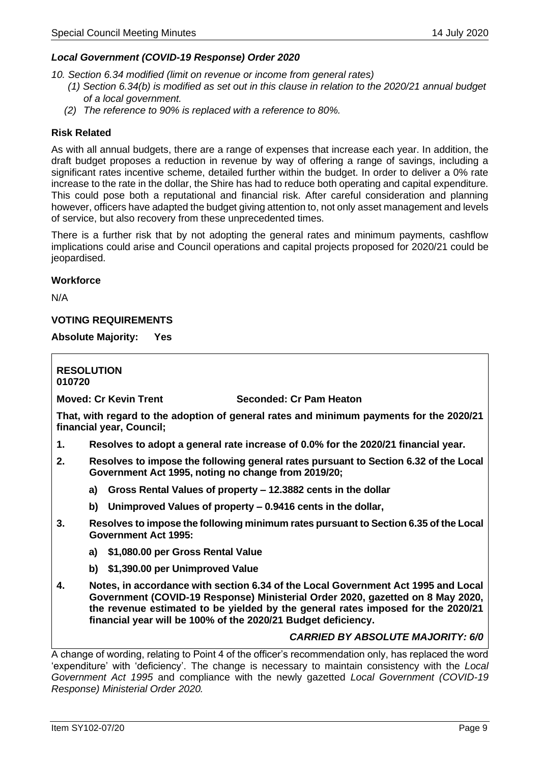***Local Government (COVID-19 Response) Order 2020***

*10. Section 6.34 modified (limit on revenue or income from general rates)*

*(1) Section 6.34(b) is modified as set out in this clause in relation to the 2020/21 annual budget of a local government.*

*(2) The reference to 90% is replaced with a reference to 80%.*

**Risk Related**

As with all annual budgets, there are a range of expenses that increase each year. In addition, the draft budget proposes a reduction in revenue by way of offering a range of savings, including a significant rates incentive scheme, detailed further within the budget. In order to deliver a 0% rate increase to the rate in the dollar, the Shire has had to reduce both operating and capital expenditure. This could pose both a reputational and financial risk. After careful consideration and planning however, officers have adapted the budget giving attention to, not only asset management and levels of service, but also recovery from these unprecedented times.

There is a further risk that by not adopting the general rates and minimum payments, cashflow implications could arise and Council operations and capital projects proposed for 2020/21 could be jeopardised.

**Workforce**

N/A

**VOTING REQUIREMENTS**

**Absolute Majority: Yes**

**RESOLUTION**
**010720**

**Moved: Cr Kevin Trent** **Seconded: Cr Pam Heaton**

**That, with regard to the adoption of general rates and minimum payments for the 2020/21 financial year, Council;**

**1. Resolves to adopt a general rate increase of 0.0% for the 2020/21 financial year.**

**2. Resolves to impose the following general rates pursuant to Section 6.32 of the Local Government Act 1995, noting no change from 2019/20;**

**a) Gross Rental Values of property – 12.3882 cents in the dollar**

**b) Unimproved Values of property – 0.9416 cents in the dollar,**

**3. Resolves to impose the following minimum rates pursuant to Section 6.35 of the Local Government Act 1995:**

**a) $1,080.00 per Gross Rental Value**

**b) $1,390.00 per Unimproved Value**

**4. Notes, in accordance with section 6.34 of the Local Government Act 1995 and Local Government (COVID-19 Response) Ministerial Order 2020, gazetted on 8 May 2020, the revenue estimated to be yielded by the general rates imposed for the 2020/21 financial year will be 100% of the 2020/21 Budget deficiency.**

***CARRIED BY ABSOLUTE MAJORITY: 6/0***

A change of wording, relating to Point 4 of the officer's recommendation only, has replaced the word 'expenditure' with 'deficiency'. The change is necessary to maintain consistency with the *Local Government Act 1995* and compliance with the newly gazetted *Local Government (COVID-19 Response) Ministerial Order 2020.*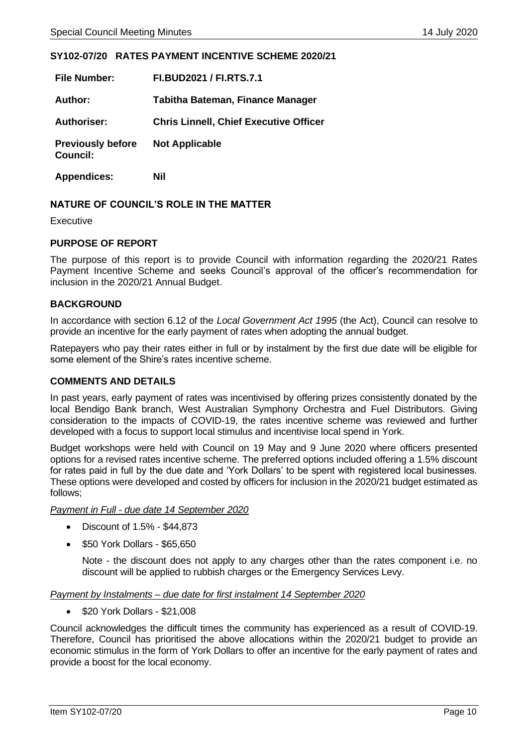### SY102-07/20 RATES PAYMENT INCENTIVE SCHEME 2020/21

| | |
|---|---|
| **File Number:** | **FI.BUD2021 / FI.RTS.7.1** |
| **Author:** | **Tabitha Bateman, Finance Manager** |
| **Authoriser:** | **Chris Linnell, Chief Executive Officer** |
| **Previously before Council:** | **Not Applicable** |
| **Appendices:** | **Nil** |

### NATURE OF COUNCIL'S ROLE IN THE MATTER

Executive

### PURPOSE OF REPORT

The purpose of this report is to provide Council with information regarding the 2020/21 Rates Payment Incentive Scheme and seeks Council's approval of the officer's recommendation for inclusion in the 2020/21 Annual Budget.

### BACKGROUND

In accordance with section 6.12 of the *Local Government Act 1995* (the Act), Council can resolve to provide an incentive for the early payment of rates when adopting the annual budget.

Ratepayers who pay their rates either in full or by instalment by the first due date will be eligible for some element of the Shire's rates incentive scheme.

### COMMENTS AND DETAILS

In past years, early payment of rates was incentivised by offering prizes consistently donated by the local Bendigo Bank branch, West Australian Symphony Orchestra and Fuel Distributors. Giving consideration to the impacts of COVID-19, the rates incentive scheme was reviewed and further developed with a focus to support local stimulus and incentivise local spend in York.

Budget workshops were held with Council on 19 May and 9 June 2020 where officers presented options for a revised rates incentive scheme. The preferred options included offering a 1.5% discount for rates paid in full by the due date and 'York Dollars' to be spent with registered local businesses. These options were developed and costed by officers for inclusion in the 2020/21 budget estimated as follows;

*Payment in Full - due date 14 September 2020*

- Discount of 1.5% - $44,873
- $50 York Dollars - $65,650

  Note - the discount does not apply to any charges other than the rates component i.e. no discount will be applied to rubbish charges or the Emergency Services Levy.

*Payment by Instalments – due date for first instalment 14 September 2020*

- $20 York Dollars - $21,008

Council acknowledges the difficult times the community has experienced as a result of COVID-19. Therefore, Council has prioritised the above allocations within the 2020/21 budget to provide an economic stimulus in the form of York Dollars to offer an incentive for the early payment of rates and provide a boost for the local economy.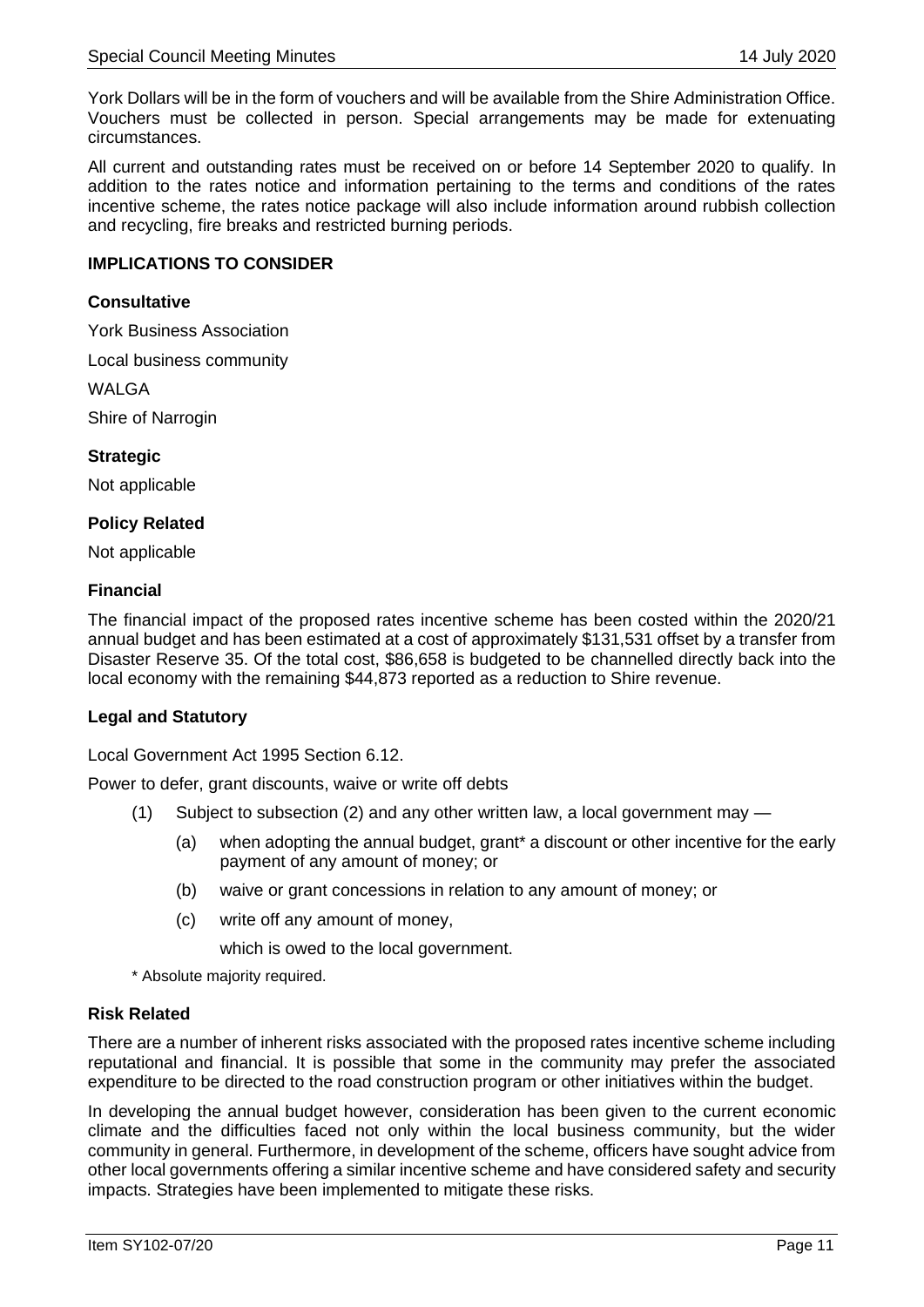York Dollars will be in the form of vouchers and will be available from the Shire Administration Office. Vouchers must be collected in person. Special arrangements may be made for extenuating circumstances.

All current and outstanding rates must be received on or before 14 September 2020 to qualify. In addition to the rates notice and information pertaining to the terms and conditions of the rates incentive scheme, the rates notice package will also include information around rubbish collection and recycling, fire breaks and restricted burning periods.

## IMPLICATIONS TO CONSIDER

### Consultative

York Business Association

Local business community

WALGA

Shire of Narrogin

### Strategic

Not applicable

### Policy Related

Not applicable

### Financial

The financial impact of the proposed rates incentive scheme has been costed within the 2020/21 annual budget and has been estimated at a cost of approximately $131,531 offset by a transfer from Disaster Reserve 35. Of the total cost, $86,658 is budgeted to be channelled directly back into the local economy with the remaining $44,873 reported as a reduction to Shire revenue.

### Legal and Statutory

Local Government Act 1995 Section 6.12.

Power to defer, grant discounts, waive or write off debts

(1) Subject to subsection (2) and any other written law, a local government may —

  (a) when adopting the annual budget, grant* a discount or other incentive for the early payment of any amount of money; or

  (b) waive or grant concessions in relation to any amount of money; or

  (c) write off any amount of money,

  which is owed to the local government.

\* Absolute majority required.

### Risk Related

There are a number of inherent risks associated with the proposed rates incentive scheme including reputational and financial. It is possible that some in the community may prefer the associated expenditure to be directed to the road construction program or other initiatives within the budget.

In developing the annual budget however, consideration has been given to the current economic climate and the difficulties faced not only within the local business community, but the wider community in general. Furthermore, in development of the scheme, officers have sought advice from other local governments offering a similar incentive scheme and have considered safety and security impacts. Strategies have been implemented to mitigate these risks.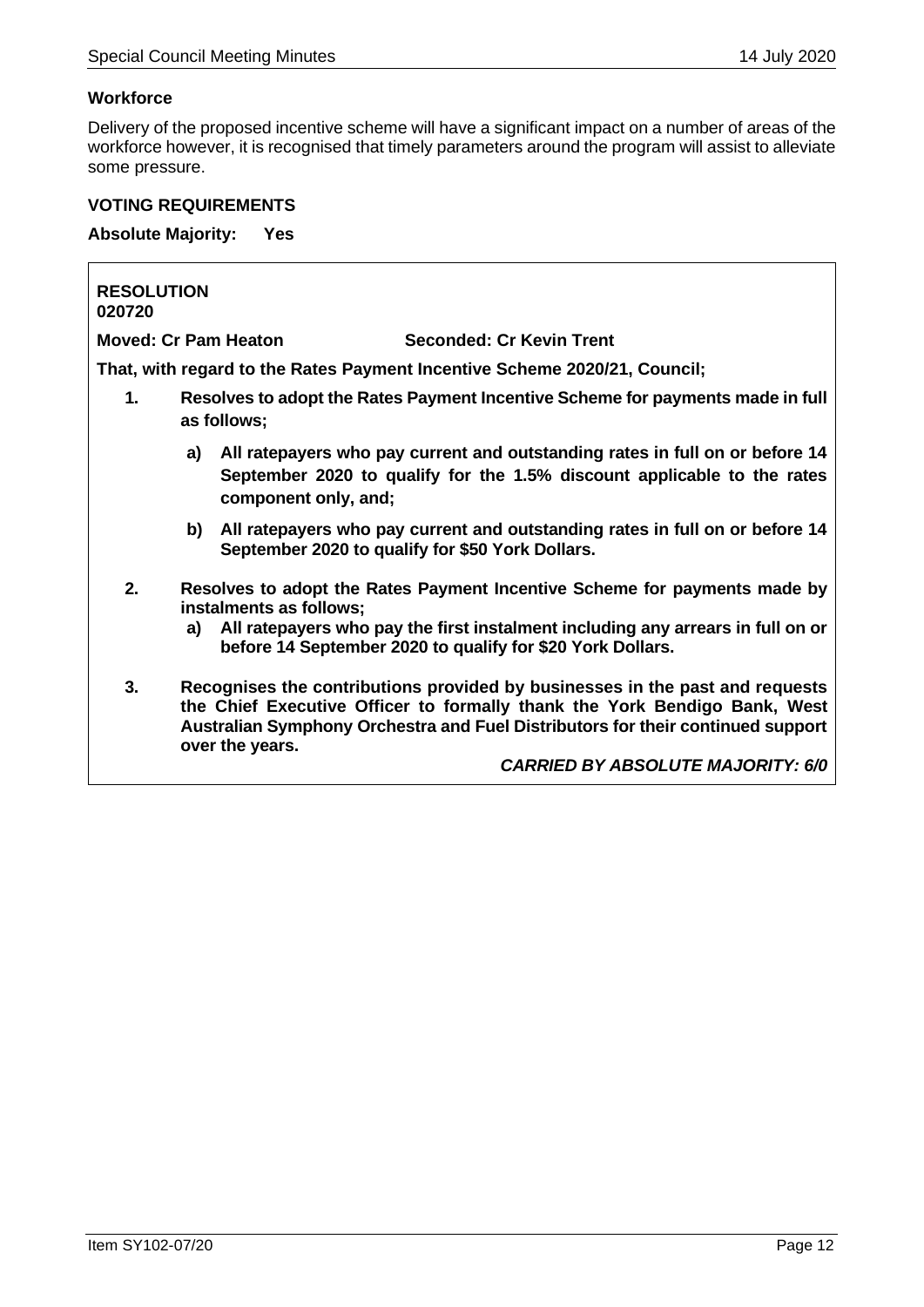### Workforce

Delivery of the proposed incentive scheme will have a significant impact on a number of areas of the workforce however, it is recognised that timely parameters around the program will assist to alleviate some pressure.

### VOTING REQUIREMENTS

**Absolute Majority: Yes**

**RESOLUTION**
**020720**

**Moved: Cr Pam Heaton** **Seconded: Cr Kevin Trent**

**That, with regard to the Rates Payment Incentive Scheme 2020/21, Council;**

1. **Resolves to adopt the Rates Payment Incentive Scheme for payments made in full as follows;**
   a) **All ratepayers who pay current and outstanding rates in full on or before 14 September 2020 to qualify for the 1.5% discount applicable to the rates component only, and;**
   b) **All ratepayers who pay current and outstanding rates in full on or before 14 September 2020 to qualify for $50 York Dollars.**
2. **Resolves to adopt the Rates Payment Incentive Scheme for payments made by instalments as follows;**
   a) **All ratepayers who pay the first instalment including any arrears in full on or before 14 September 2020 to qualify for $20 York Dollars.**
3. **Recognises the contributions provided by businesses in the past and requests the Chief Executive Officer to formally thank the York Bendigo Bank, West Australian Symphony Orchestra and Fuel Distributors for their continued support over the years.**

***CARRIED BY ABSOLUTE MAJORITY: 6/0***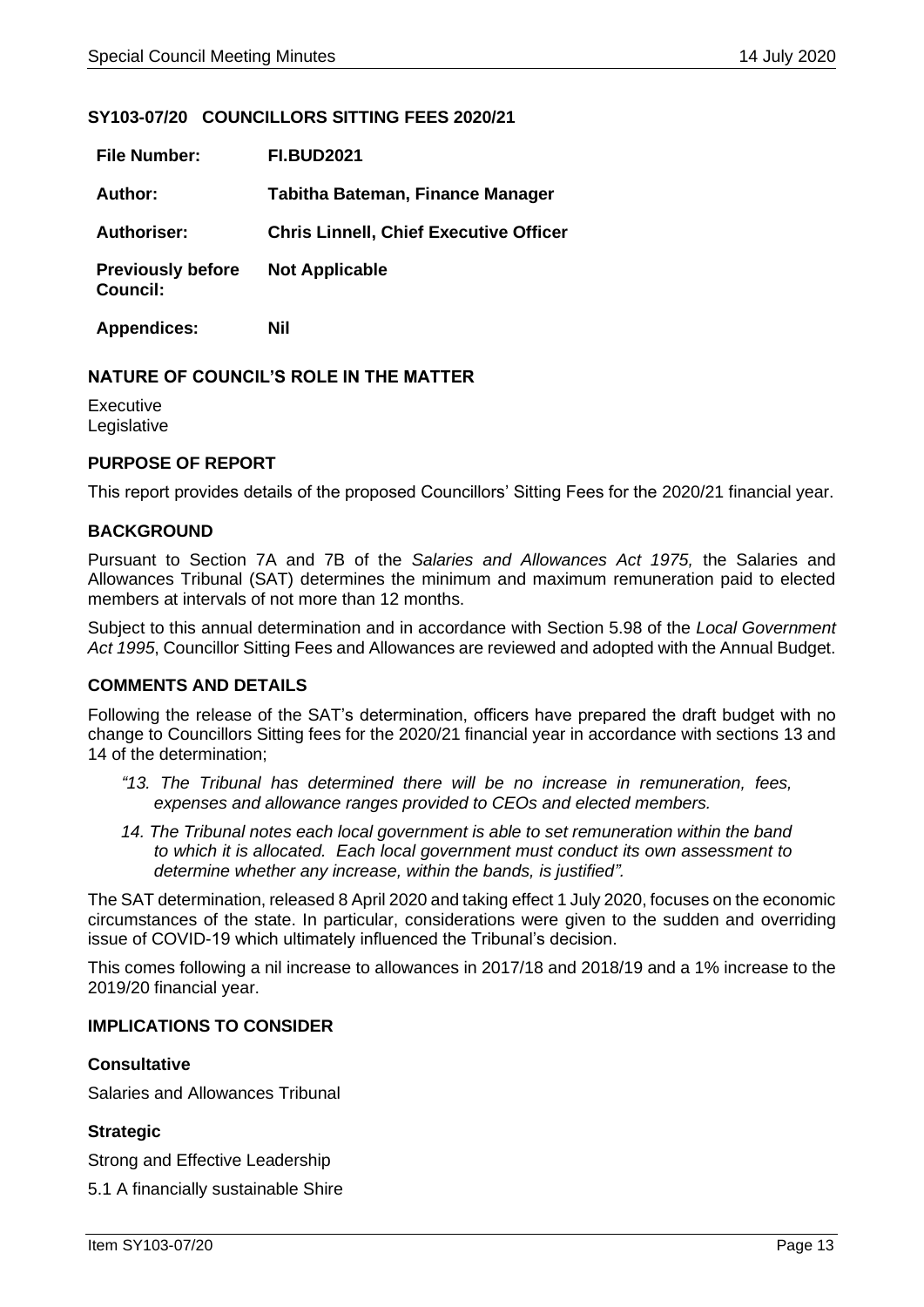## SY103-07/20 COUNCILLORS SITTING FEES 2020/21

| | |
|---|---|
| **File Number:** | **FI.BUD2021** |
| **Author:** | **Tabitha Bateman, Finance Manager** |
| **Authoriser:** | **Chris Linnell, Chief Executive Officer** |
| **Previously before Council:** | **Not Applicable** |
| **Appendices:** | **Nil** |

### NATURE OF COUNCIL'S ROLE IN THE MATTER

Executive
Legislative

### PURPOSE OF REPORT

This report provides details of the proposed Councillors' Sitting Fees for the 2020/21 financial year.

### BACKGROUND

Pursuant to Section 7A and 7B of the *Salaries and Allowances Act 1975,* the Salaries and Allowances Tribunal (SAT) determines the minimum and maximum remuneration paid to elected members at intervals of not more than 12 months.

Subject to this annual determination and in accordance with Section 5.98 of the *Local Government Act 1995*, Councillor Sitting Fees and Allowances are reviewed and adopted with the Annual Budget.

### COMMENTS AND DETAILS

Following the release of the SAT's determination, officers have prepared the draft budget with no change to Councillors Sitting fees for the 2020/21 financial year in accordance with sections 13 and 14 of the determination;

> *"13. The Tribunal has determined there will be no increase in remuneration, fees, expenses and allowance ranges provided to CEOs and elected members.*
>
> *14. The Tribunal notes each local government is able to set remuneration within the band to which it is allocated. Each local government must conduct its own assessment to determine whether any increase, within the bands, is justified".*

The SAT determination, released 8 April 2020 and taking effect 1 July 2020, focuses on the economic circumstances of the state. In particular, considerations were given to the sudden and overriding issue of COVID-19 which ultimately influenced the Tribunal's decision.

This comes following a nil increase to allowances in 2017/18 and 2018/19 and a 1% increase to the 2019/20 financial year.

### IMPLICATIONS TO CONSIDER

#### Consultative

Salaries and Allowances Tribunal

#### Strategic

Strong and Effective Leadership

5.1 A financially sustainable Shire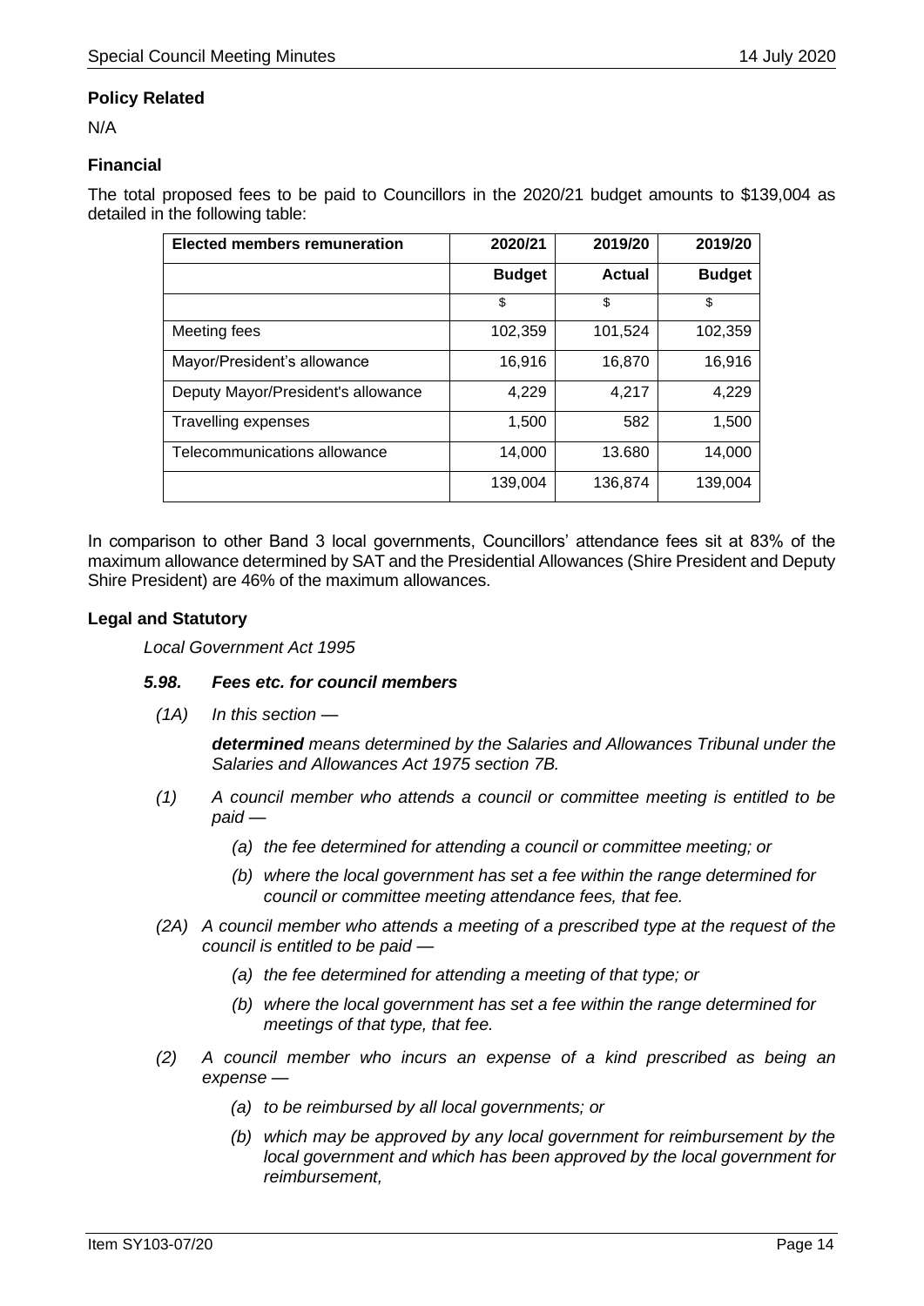### Policy Related

N/A

### Financial

The total proposed fees to be paid to Councillors in the 2020/21 budget amounts to $139,004 as detailed in the following table:

| Elected members remuneration | 2020/21 | 2019/20 | 2019/20 |
|---|---|---|---|
| | **Budget** | **Actual** | **Budget** |
| | $ | $ | $ |
| Meeting fees | 102,359 | 101,524 | 102,359 |
| Mayor/President's allowance | 16,916 | 16,870 | 16,916 |
| Deputy Mayor/President's allowance | 4,229 | 4,217 | 4,229 |
| Travelling expenses | 1,500 | 582 | 1,500 |
| Telecommunications allowance | 14,000 | 13.680 | 14,000 |
| | 139,004 | 136,874 | 139,004 |

In comparison to other Band 3 local governments, Councillors' attendance fees sit at 83% of the maximum allowance determined by SAT and the Presidential Allowances (Shire President and Deputy Shire President) are 46% of the maximum allowances.

### Legal and Statutory

*Local Government Act 1995*

***5.98. Fees etc. for council members***

*(1A) In this section —*

***determined*** *means determined by the Salaries and Allowances Tribunal under the Salaries and Allowances Act 1975 section 7B.*

*(1) A council member who attends a council or committee meeting is entitled to be paid —*

- *(a) the fee determined for attending a council or committee meeting; or*
- *(b) where the local government has set a fee within the range determined for council or committee meeting attendance fees, that fee.*

*(2A) A council member who attends a meeting of a prescribed type at the request of the council is entitled to be paid —*

- *(a) the fee determined for attending a meeting of that type; or*
- *(b) where the local government has set a fee within the range determined for meetings of that type, that fee.*

*(2) A council member who incurs an expense of a kind prescribed as being an expense —*

- *(a) to be reimbursed by all local governments; or*
- *(b) which may be approved by any local government for reimbursement by the local government and which has been approved by the local government for reimbursement,*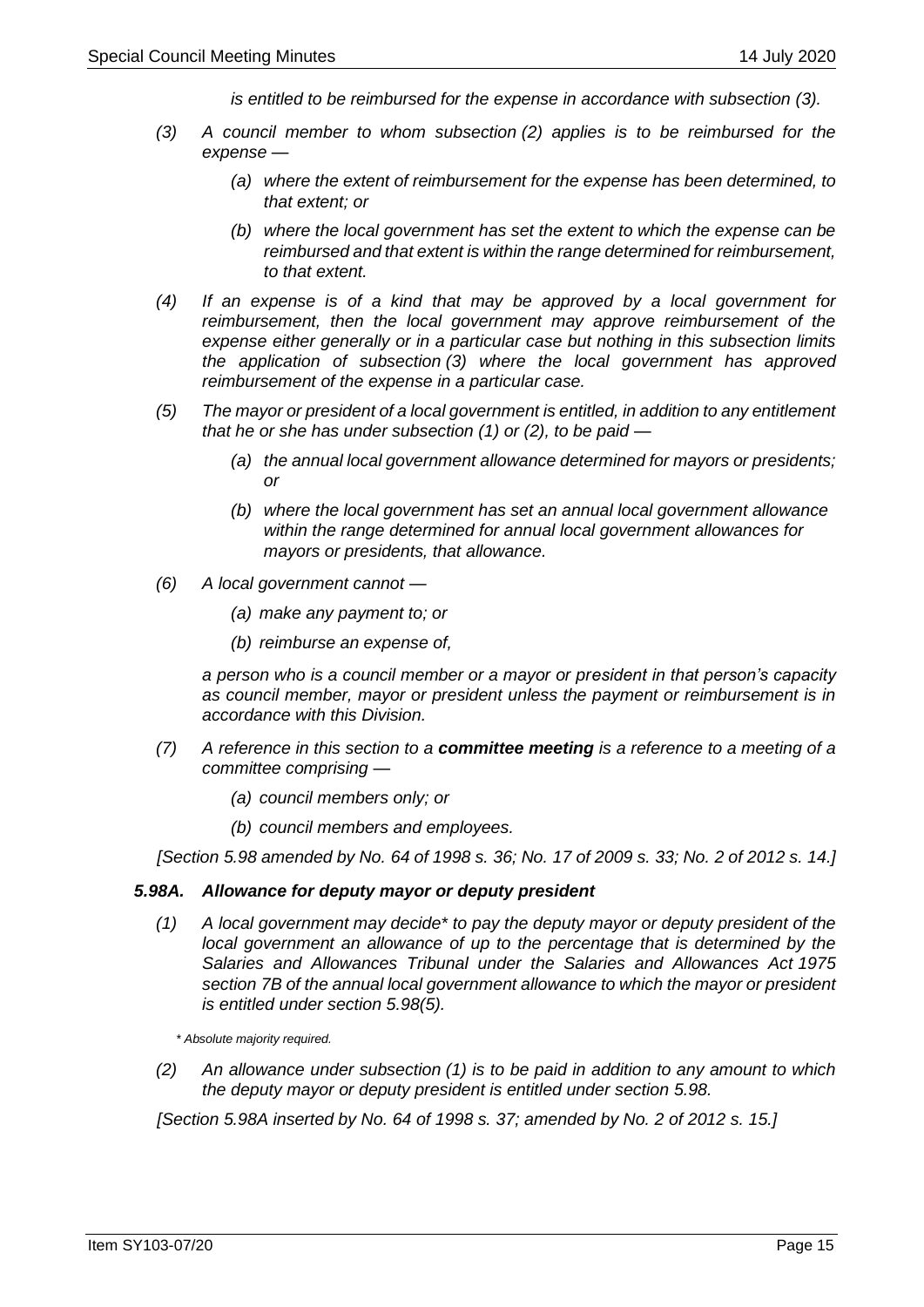*is entitled to be reimbursed for the expense in accordance with subsection (3).*

*(3) A council member to whom subsection (2) applies is to be reimbursed for the expense —*

- *(a) where the extent of reimbursement for the expense has been determined, to that extent; or*
- *(b) where the local government has set the extent to which the expense can be reimbursed and that extent is within the range determined for reimbursement, to that extent.*

*(4) If an expense is of a kind that may be approved by a local government for reimbursement, then the local government may approve reimbursement of the expense either generally or in a particular case but nothing in this subsection limits the application of subsection (3) where the local government has approved reimbursement of the expense in a particular case.*

*(5) The mayor or president of a local government is entitled, in addition to any entitlement that he or she has under subsection (1) or (2), to be paid —*

- *(a) the annual local government allowance determined for mayors or presidents; or*
- *(b) where the local government has set an annual local government allowance within the range determined for annual local government allowances for mayors or presidents, that allowance.*

*(6) A local government cannot —*

- *(a) make any payment to; or*
- *(b) reimburse an expense of,*

*a person who is a council member or a mayor or president in that person's capacity as council member, mayor or president unless the payment or reimbursement is in accordance with this Division.*

*(7) A reference in this section to a **committee meeting** is a reference to a meeting of a committee comprising —*

- *(a) council members only; or*
- *(b) council members and employees.*

*[Section 5.98 amended by No. 64 of 1998 s. 36; No. 17 of 2009 s. 33; No. 2 of 2012 s. 14.]*

### *5.98A. Allowance for deputy mayor or deputy president*

*(1) A local government may decide* to pay the deputy mayor or deputy president of the local government an allowance of up to the percentage that is determined by the Salaries and Allowances Tribunal under the Salaries and Allowances Act 1975 section 7B of the annual local government allowance to which the mayor or president is entitled under section 5.98(5).*

*\* Absolute majority required.*

*(2) An allowance under subsection (1) is to be paid in addition to any amount to which the deputy mayor or deputy president is entitled under section 5.98.*

*[Section 5.98A inserted by No. 64 of 1998 s. 37; amended by No. 2 of 2012 s. 15.]*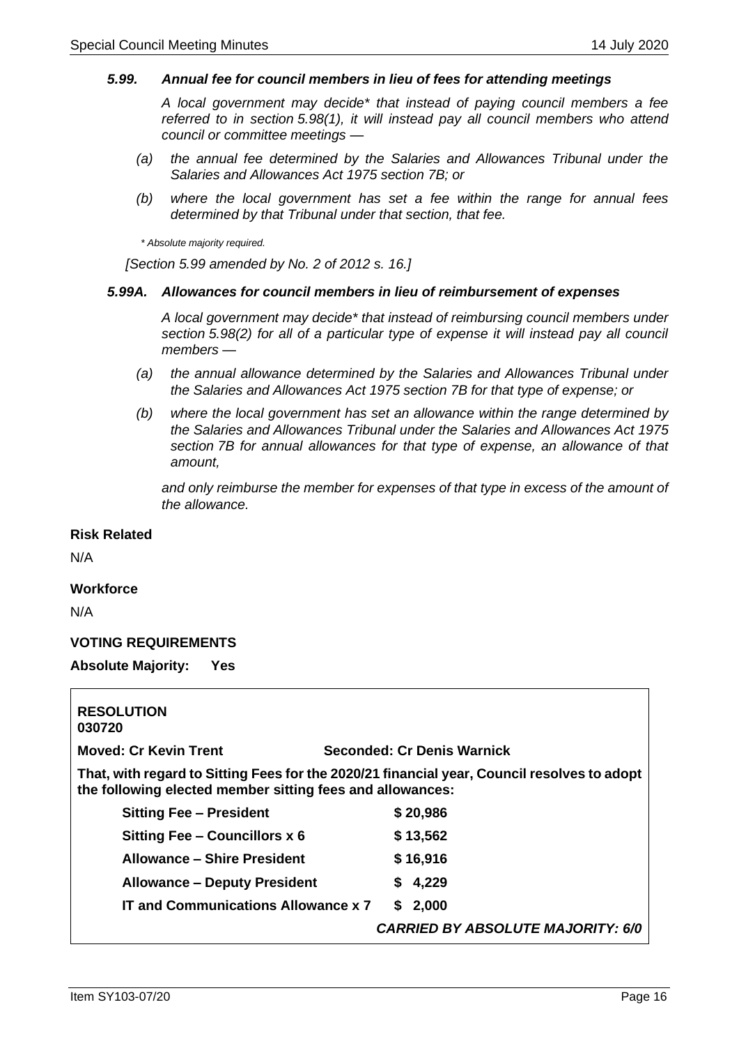### *5.99. Annual fee for council members in lieu of fees for attending meetings*

*A local government may decide* that instead of paying council members a fee referred to in section 5.98(1), it will instead pay all council members who attend council or committee meetings —*

*(a) the annual fee determined by the Salaries and Allowances Tribunal under the Salaries and Allowances Act 1975 section 7B; or*

*(b) where the local government has set a fee within the range for annual fees determined by that Tribunal under that section, that fee.*

*\* Absolute majority required.*

*[Section 5.99 amended by No. 2 of 2012 s. 16.]*

### *5.99A. Allowances for council members in lieu of reimbursement of expenses*

*A local government may decide* that instead of reimbursing council members under section 5.98(2) for all of a particular type of expense it will instead pay all council members —*

*(a) the annual allowance determined by the Salaries and Allowances Tribunal under the Salaries and Allowances Act 1975 section 7B for that type of expense; or*

*(b) where the local government has set an allowance within the range determined by the Salaries and Allowances Tribunal under the Salaries and Allowances Act 1975 section 7B for annual allowances for that type of expense, an allowance of that amount,*

*and only reimburse the member for expenses of that type in excess of the amount of the allowance.*

**Risk Related**

N/A

**Workforce**

N/A

**VOTING REQUIREMENTS**

**Absolute Majority: Yes**

**RESOLUTION**
**030720**

**Moved: Cr Kevin Trent** **Seconded: Cr Denis Warnick**

**That, with regard to Sitting Fees for the 2020/21 financial year, Council resolves to adopt the following elected member sitting fees and allowances:**

| | |
|---|---|
| **Sitting Fee – President** | **$ 20,986** |
| **Sitting Fee – Councillors x 6** | **$ 13,562** |
| **Allowance – Shire President** | **$ 16,916** |
| **Allowance – Deputy President** | **$ 4,229** |
| **IT and Communications Allowance x 7** | **$ 2,000** |

***CARRIED BY ABSOLUTE MAJORITY: 6/0***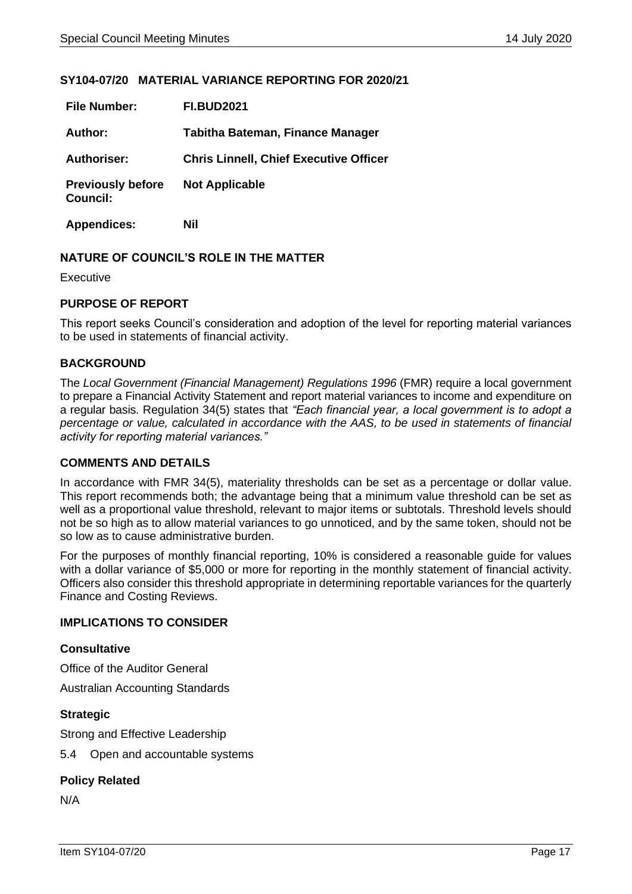## SY104-07/20 MATERIAL VARIANCE REPORTING FOR 2020/21

| | |
|---|---|
| **File Number:** | **FI.BUD2021** |
| **Author:** | **Tabitha Bateman, Finance Manager** |
| **Authoriser:** | **Chris Linnell, Chief Executive Officer** |
| **Previously before Council:** | **Not Applicable** |
| **Appendices:** | **Nil** |

### NATURE OF COUNCIL'S ROLE IN THE MATTER

Executive

### PURPOSE OF REPORT

This report seeks Council's consideration and adoption of the level for reporting material variances to be used in statements of financial activity.

### BACKGROUND

The *Local Government (Financial Management) Regulations 1996* (FMR) require a local government to prepare a Financial Activity Statement and report material variances to income and expenditure on a regular basis. Regulation 34(5) states that *"Each financial year, a local government is to adopt a percentage or value, calculated in accordance with the AAS, to be used in statements of financial activity for reporting material variances."*

### COMMENTS AND DETAILS

In accordance with FMR 34(5), materiality thresholds can be set as a percentage or dollar value. This report recommends both; the advantage being that a minimum value threshold can be set as well as a proportional value threshold, relevant to major items or subtotals. Threshold levels should not be so high as to allow material variances to go unnoticed, and by the same token, should not be so low as to cause administrative burden.

For the purposes of monthly financial reporting, 10% is considered a reasonable guide for values with a dollar variance of $5,000 or more for reporting in the monthly statement of financial activity. Officers also consider this threshold appropriate in determining reportable variances for the quarterly Finance and Costing Reviews.

### IMPLICATIONS TO CONSIDER

#### Consultative

Office of the Auditor General

Australian Accounting Standards

#### Strategic

Strong and Effective Leadership

5.4 Open and accountable systems

#### Policy Related

N/A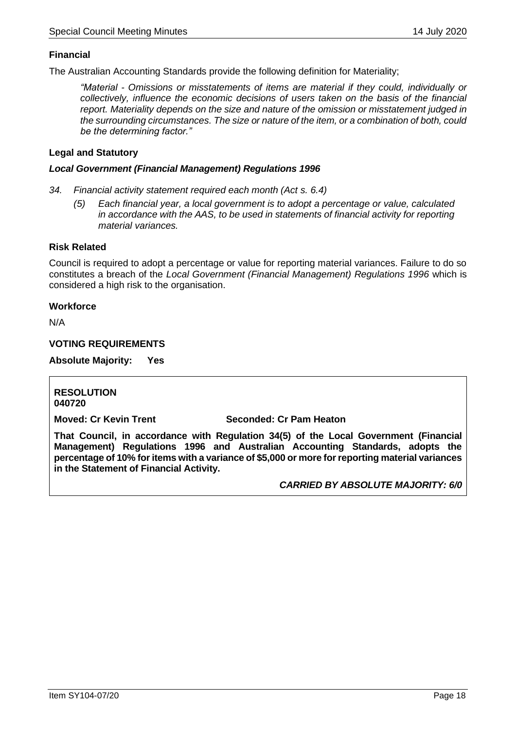**Financial**

The Australian Accounting Standards provide the following definition for Materiality;

> *"Material - Omissions or misstatements of items are material if they could, individually or collectively, influence the economic decisions of users taken on the basis of the financial report. Materiality depends on the size and nature of the omission or misstatement judged in the surrounding circumstances. The size or nature of the item, or a combination of both, could be the determining factor."*

**Legal and Statutory**

***Local Government (Financial Management) Regulations 1996***

*34. Financial activity statement required each month (Act s. 6.4)*

*(5) Each financial year, a local government is to adopt a percentage or value, calculated in accordance with the AAS, to be used in statements of financial activity for reporting material variances.*

**Risk Related**

Council is required to adopt a percentage or value for reporting material variances. Failure to do so constitutes a breach of the *Local Government (Financial Management) Regulations 1996* which is considered a high risk to the organisation.

**Workforce**

N/A

**VOTING REQUIREMENTS**

**Absolute Majority: Yes**

**RESOLUTION**
**040720**

**Moved: Cr Kevin Trent** **Seconded: Cr Pam Heaton**

**That Council, in accordance with Regulation 34(5) of the Local Government (Financial Management) Regulations 1996 and Australian Accounting Standards, adopts the percentage of 10% for items with a variance of $5,000 or more for reporting material variances in the Statement of Financial Activity.**

***CARRIED BY ABSOLUTE MAJORITY: 6/0***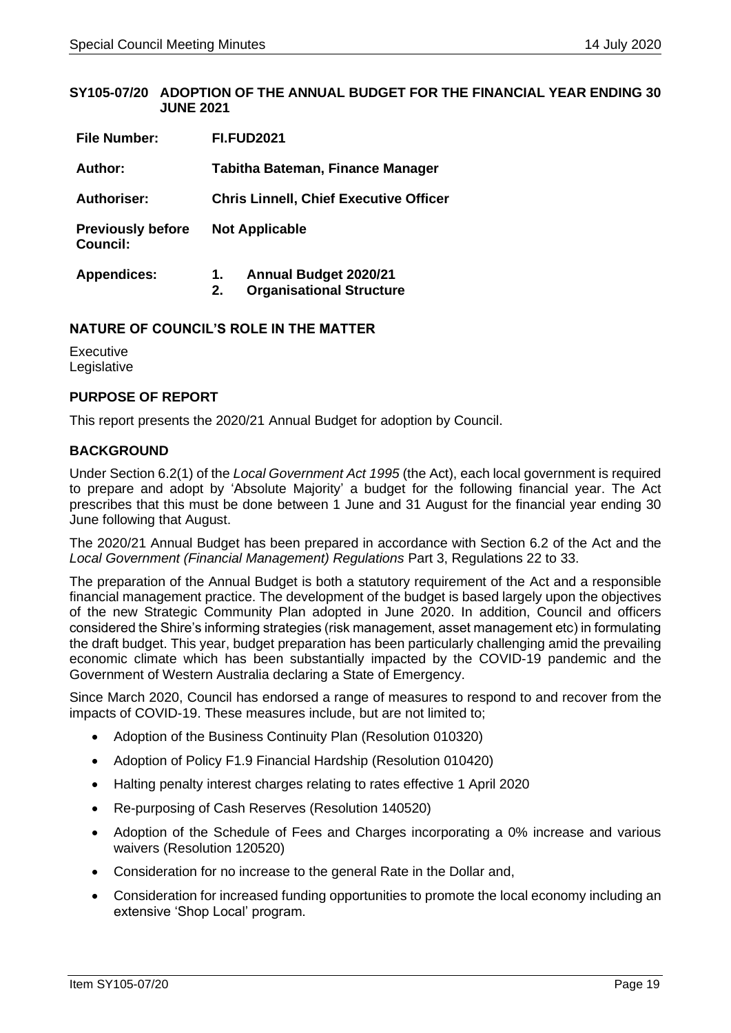## SY105-07/20 ADOPTION OF THE ANNUAL BUDGET FOR THE FINANCIAL YEAR ENDING 30 JUNE 2021

| | |
|---|---|
| **File Number:** | **FI.FUD2021** |
| **Author:** | **Tabitha Bateman, Finance Manager** |
| **Authoriser:** | **Chris Linnell, Chief Executive Officer** |
| **Previously before Council:** | **Not Applicable** |
| **Appendices:** | **1. Annual Budget 2020/21**<br>**2. Organisational Structure** |

### NATURE OF COUNCIL'S ROLE IN THE MATTER

Executive
Legislative

### PURPOSE OF REPORT

This report presents the 2020/21 Annual Budget for adoption by Council.

### BACKGROUND

Under Section 6.2(1) of the *Local Government Act 1995* (the Act), each local government is required to prepare and adopt by 'Absolute Majority' a budget for the following financial year. The Act prescribes that this must be done between 1 June and 31 August for the financial year ending 30 June following that August.

The 2020/21 Annual Budget has been prepared in accordance with Section 6.2 of the Act and the *Local Government (Financial Management) Regulations* Part 3, Regulations 22 to 33.

The preparation of the Annual Budget is both a statutory requirement of the Act and a responsible financial management practice. The development of the budget is based largely upon the objectives of the new Strategic Community Plan adopted in June 2020. In addition, Council and officers considered the Shire's informing strategies (risk management, asset management etc) in formulating the draft budget. This year, budget preparation has been particularly challenging amid the prevailing economic climate which has been substantially impacted by the COVID-19 pandemic and the Government of Western Australia declaring a State of Emergency.

Since March 2020, Council has endorsed a range of measures to respond to and recover from the impacts of COVID-19. These measures include, but are not limited to;

- Adoption of the Business Continuity Plan (Resolution 010320)
- Adoption of Policy F1.9 Financial Hardship (Resolution 010420)
- Halting penalty interest charges relating to rates effective 1 April 2020
- Re-purposing of Cash Reserves (Resolution 140520)
- Adoption of the Schedule of Fees and Charges incorporating a 0% increase and various waivers (Resolution 120520)
- Consideration for no increase to the general Rate in the Dollar and,
- Consideration for increased funding opportunities to promote the local economy including an extensive 'Shop Local' program.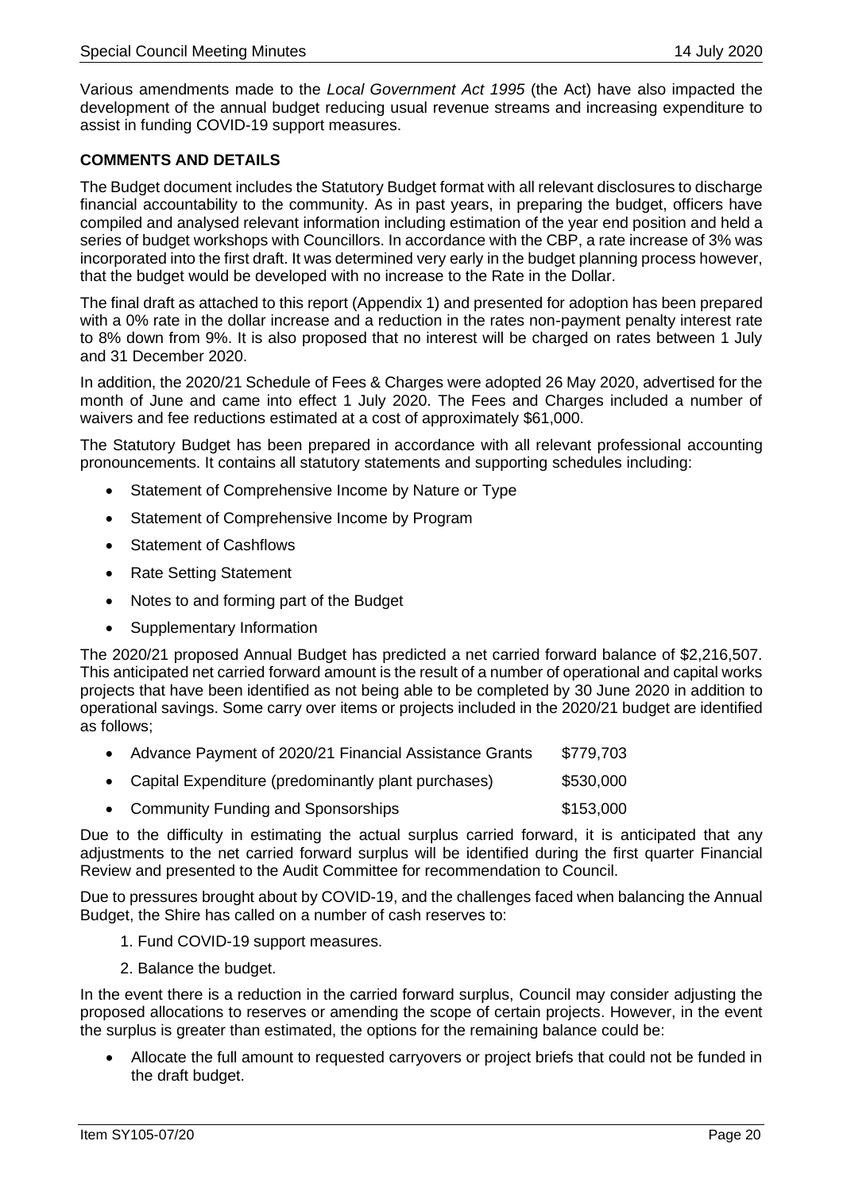Various amendments made to the *Local Government Act 1995* (the Act) have also impacted the development of the annual budget reducing usual revenue streams and increasing expenditure to assist in funding COVID-19 support measures.

**COMMENTS AND DETAILS**

The Budget document includes the Statutory Budget format with all relevant disclosures to discharge financial accountability to the community. As in past years, in preparing the budget, officers have compiled and analysed relevant information including estimation of the year end position and held a series of budget workshops with Councillors. In accordance with the CBP, a rate increase of 3% was incorporated into the first draft. It was determined very early in the budget planning process however, that the budget would be developed with no increase to the Rate in the Dollar.

The final draft as attached to this report (Appendix 1) and presented for adoption has been prepared with a 0% rate in the dollar increase and a reduction in the rates non-payment penalty interest rate to 8% down from 9%. It is also proposed that no interest will be charged on rates between 1 July and 31 December 2020.

In addition, the 2020/21 Schedule of Fees & Charges were adopted 26 May 2020, advertised for the month of June and came into effect 1 July 2020. The Fees and Charges included a number of waivers and fee reductions estimated at a cost of approximately $61,000.

The Statutory Budget has been prepared in accordance with all relevant professional accounting pronouncements. It contains all statutory statements and supporting schedules including:

- Statement of Comprehensive Income by Nature or Type
- Statement of Comprehensive Income by Program
- Statement of Cashflows
- Rate Setting Statement
- Notes to and forming part of the Budget
- Supplementary Information

The 2020/21 proposed Annual Budget has predicted a net carried forward balance of $2,216,507. This anticipated net carried forward amount is the result of a number of operational and capital works projects that have been identified as not being able to be completed by 30 June 2020 in addition to operational savings. Some carry over items or projects included in the 2020/21 budget are identified as follows;

- Advance Payment of 2020/21 Financial Assistance Grants $779,703
- Capital Expenditure (predominantly plant purchases) $530,000
- Community Funding and Sponsorships $153,000

Due to the difficulty in estimating the actual surplus carried forward, it is anticipated that any adjustments to the net carried forward surplus will be identified during the first quarter Financial Review and presented to the Audit Committee for recommendation to Council.

Due to pressures brought about by COVID-19, and the challenges faced when balancing the Annual Budget, the Shire has called on a number of cash reserves to:

1. Fund COVID-19 support measures.
2. Balance the budget.

In the event there is a reduction in the carried forward surplus, Council may consider adjusting the proposed allocations to reserves or amending the scope of certain projects. However, in the event the surplus is greater than estimated, the options for the remaining balance could be:

- Allocate the full amount to requested carryovers or project briefs that could not be funded in the draft budget.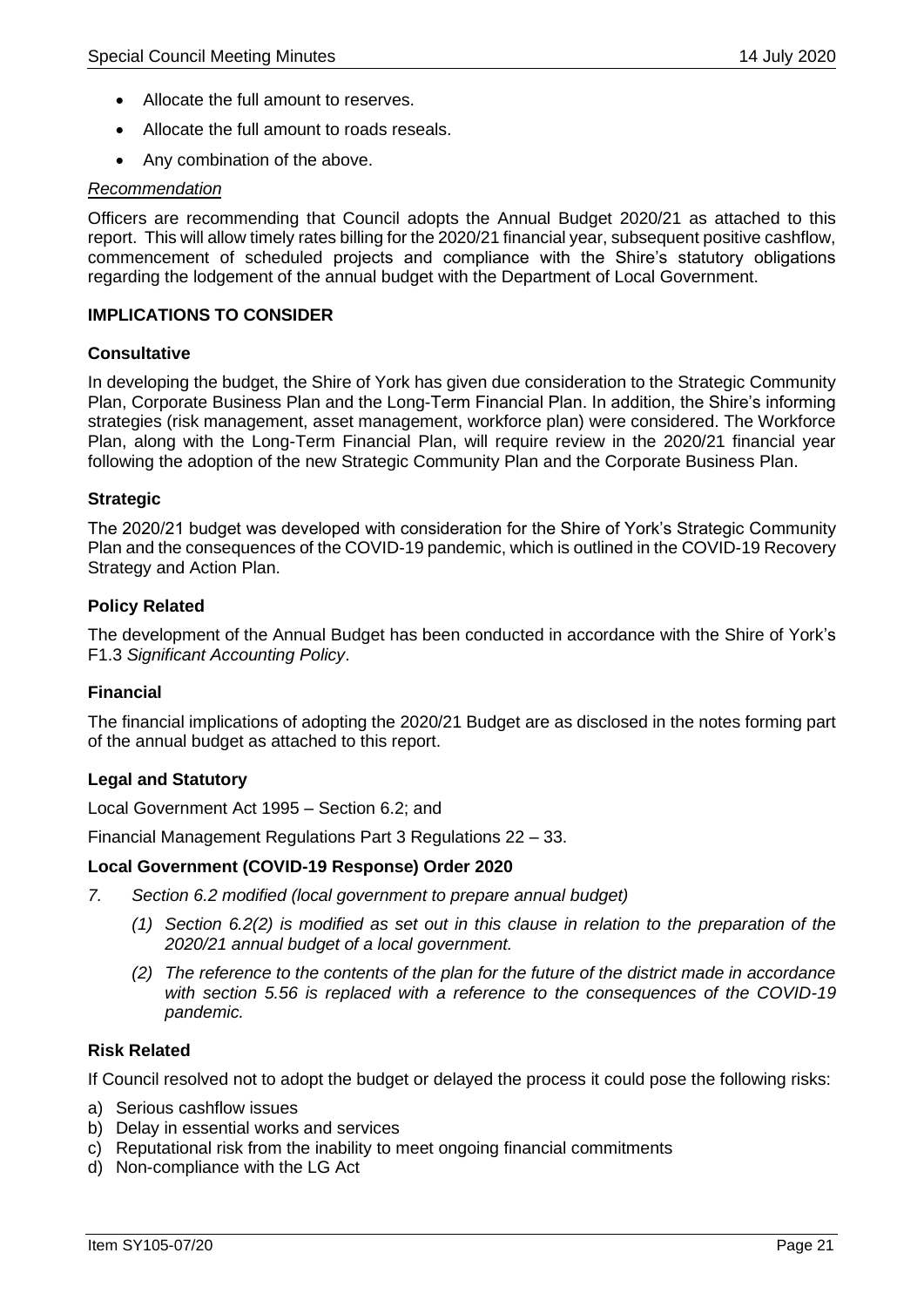- Allocate the full amount to reserves.
- Allocate the full amount to roads reseals.
- Any combination of the above.

*Recommendation*

Officers are recommending that Council adopts the Annual Budget 2020/21 as attached to this report. This will allow timely rates billing for the 2020/21 financial year, subsequent positive cashflow, commencement of scheduled projects and compliance with the Shire's statutory obligations regarding the lodgement of the annual budget with the Department of Local Government.

**IMPLICATIONS TO CONSIDER**

**Consultative**

In developing the budget, the Shire of York has given due consideration to the Strategic Community Plan, Corporate Business Plan and the Long-Term Financial Plan. In addition, the Shire's informing strategies (risk management, asset management, workforce plan) were considered. The Workforce Plan, along with the Long-Term Financial Plan, will require review in the 2020/21 financial year following the adoption of the new Strategic Community Plan and the Corporate Business Plan.

**Strategic**

The 2020/21 budget was developed with consideration for the Shire of York's Strategic Community Plan and the consequences of the COVID-19 pandemic, which is outlined in the COVID-19 Recovery Strategy and Action Plan.

**Policy Related**

The development of the Annual Budget has been conducted in accordance with the Shire of York's F1.3 *Significant Accounting Policy*.

**Financial**

The financial implications of adopting the 2020/21 Budget are as disclosed in the notes forming part of the annual budget as attached to this report.

**Legal and Statutory**

Local Government Act 1995 – Section 6.2; and

Financial Management Regulations Part 3 Regulations 22 – 33.

**Local Government (COVID-19 Response) Order 2020**

*7. Section 6.2 modified (local government to prepare annual budget)*

*(1) Section 6.2(2) is modified as set out in this clause in relation to the preparation of the 2020/21 annual budget of a local government.*

*(2) The reference to the contents of the plan for the future of the district made in accordance with section 5.56 is replaced with a reference to the consequences of the COVID-19 pandemic.*

**Risk Related**

If Council resolved not to adopt the budget or delayed the process it could pose the following risks:

a) Serious cashflow issues
b) Delay in essential works and services
c) Reputational risk from the inability to meet ongoing financial commitments
d) Non-compliance with the LG Act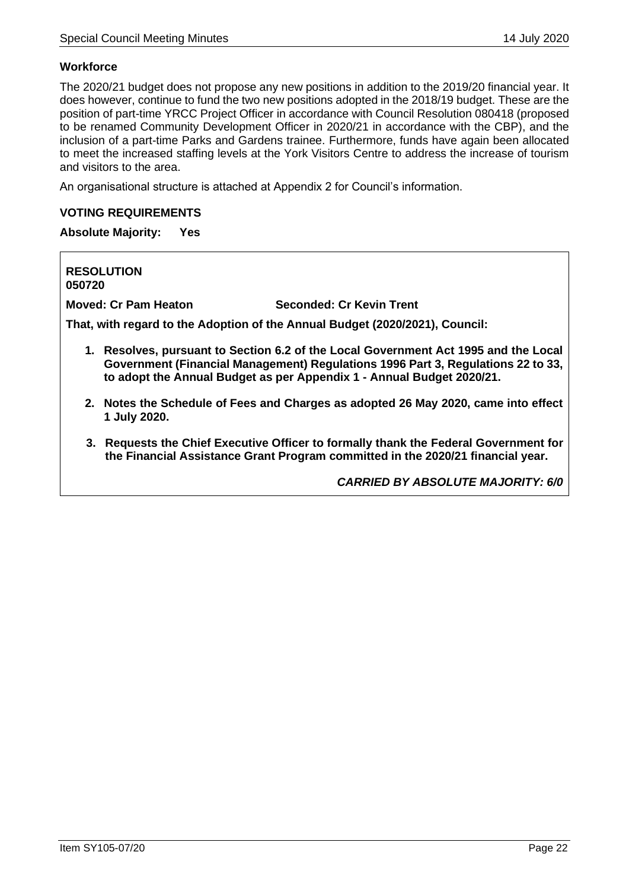**Workforce**

The 2020/21 budget does not propose any new positions in addition to the 2019/20 financial year. It does however, continue to fund the two new positions adopted in the 2018/19 budget. These are the position of part-time YRCC Project Officer in accordance with Council Resolution 080418 (proposed to be renamed Community Development Officer in 2020/21 in accordance with the CBP), and the inclusion of a part-time Parks and Gardens trainee. Furthermore, funds have again been allocated to meet the increased staffing levels at the York Visitors Centre to address the increase of tourism and visitors to the area.

An organisational structure is attached at Appendix 2 for Council's information.

**VOTING REQUIREMENTS**

**Absolute Majority: Yes**

**RESOLUTION**
**050720**

**Moved: Cr Pam Heaton** **Seconded: Cr Kevin Trent**

**That, with regard to the Adoption of the Annual Budget (2020/2021), Council:**

1. **Resolves, pursuant to Section 6.2 of the Local Government Act 1995 and the Local Government (Financial Management) Regulations 1996 Part 3, Regulations 22 to 33, to adopt the Annual Budget as per Appendix 1 - Annual Budget 2020/21.**
2. **Notes the Schedule of Fees and Charges as adopted 26 May 2020, came into effect 1 July 2020.**
3. **Requests the Chief Executive Officer to formally thank the Federal Government for the Financial Assistance Grant Program committed in the 2020/21 financial year.**

***CARRIED BY ABSOLUTE MAJORITY: 6/0***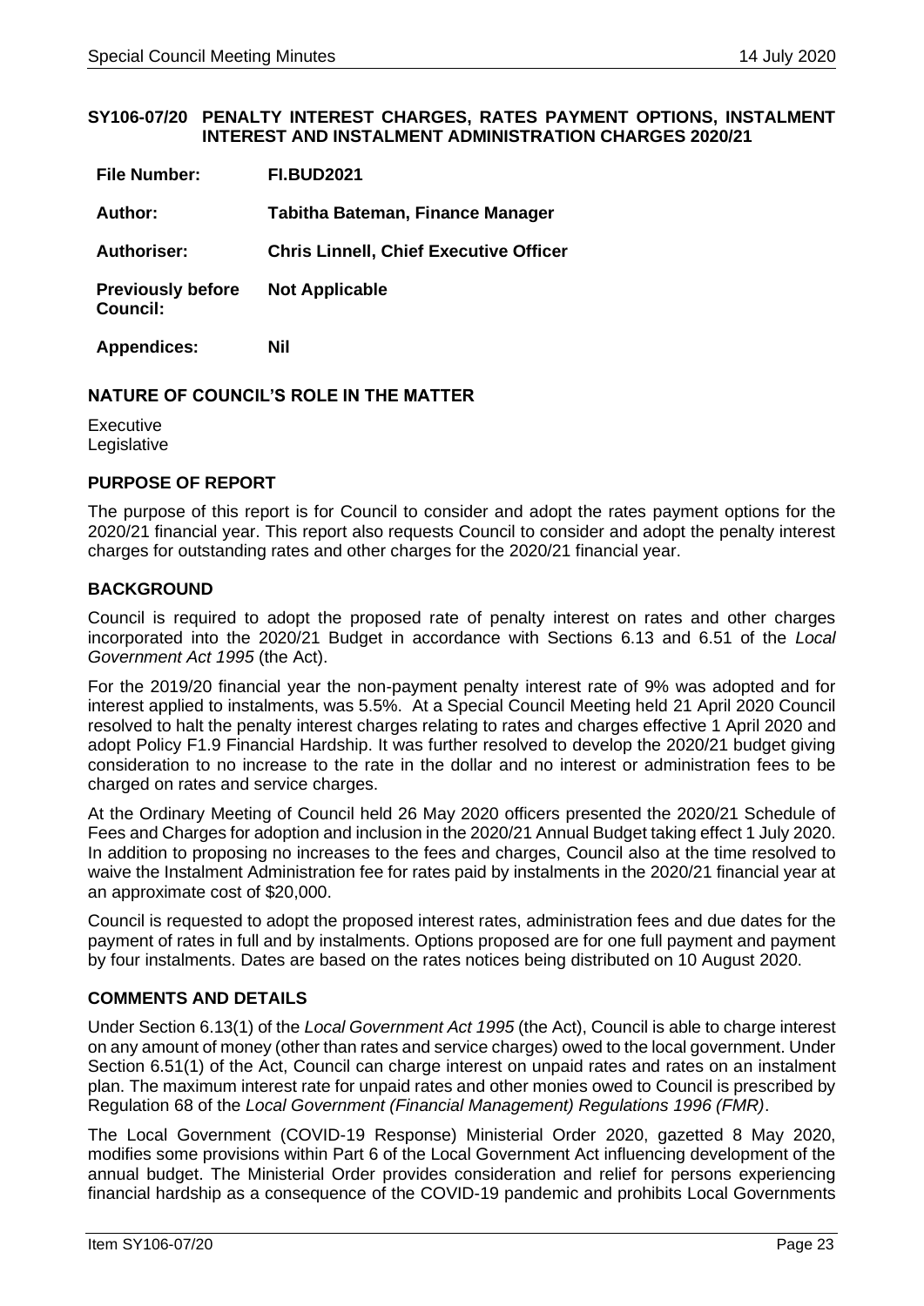## SY106-07/20 PENALTY INTEREST CHARGES, RATES PAYMENT OPTIONS, INSTALMENT INTEREST AND INSTALMENT ADMINISTRATION CHARGES 2020/21

| | |
|---|---|
| **File Number:** | **FI.BUD2021** |
| **Author:** | **Tabitha Bateman, Finance Manager** |
| **Authoriser:** | **Chris Linnell, Chief Executive Officer** |
| **Previously before Council:** | **Not Applicable** |
| **Appendices:** | **Nil** |

### NATURE OF COUNCIL'S ROLE IN THE MATTER

Executive
Legislative

### PURPOSE OF REPORT

The purpose of this report is for Council to consider and adopt the rates payment options for the 2020/21 financial year. This report also requests Council to consider and adopt the penalty interest charges for outstanding rates and other charges for the 2020/21 financial year.

### BACKGROUND

Council is required to adopt the proposed rate of penalty interest on rates and other charges incorporated into the 2020/21 Budget in accordance with Sections 6.13 and 6.51 of the *Local Government Act 1995* (the Act).

For the 2019/20 financial year the non-payment penalty interest rate of 9% was adopted and for interest applied to instalments, was 5.5%. At a Special Council Meeting held 21 April 2020 Council resolved to halt the penalty interest charges relating to rates and charges effective 1 April 2020 and adopt Policy F1.9 Financial Hardship. It was further resolved to develop the 2020/21 budget giving consideration to no increase to the rate in the dollar and no interest or administration fees to be charged on rates and service charges.

At the Ordinary Meeting of Council held 26 May 2020 officers presented the 2020/21 Schedule of Fees and Charges for adoption and inclusion in the 2020/21 Annual Budget taking effect 1 July 2020. In addition to proposing no increases to the fees and charges, Council also at the time resolved to waive the Instalment Administration fee for rates paid by instalments in the 2020/21 financial year at an approximate cost of $20,000.

Council is requested to adopt the proposed interest rates, administration fees and due dates for the payment of rates in full and by instalments. Options proposed are for one full payment and payment by four instalments. Dates are based on the rates notices being distributed on 10 August 2020.

### COMMENTS AND DETAILS

Under Section 6.13(1) of the *Local Government Act 1995* (the Act), Council is able to charge interest on any amount of money (other than rates and service charges) owed to the local government. Under Section 6.51(1) of the Act, Council can charge interest on unpaid rates and rates on an instalment plan. The maximum interest rate for unpaid rates and other monies owed to Council is prescribed by Regulation 68 of the *Local Government (Financial Management) Regulations 1996 (FMR)*.

The Local Government (COVID-19 Response) Ministerial Order 2020, gazetted 8 May 2020, modifies some provisions within Part 6 of the Local Government Act influencing development of the annual budget. The Ministerial Order provides consideration and relief for persons experiencing financial hardship as a consequence of the COVID-19 pandemic and prohibits Local Governments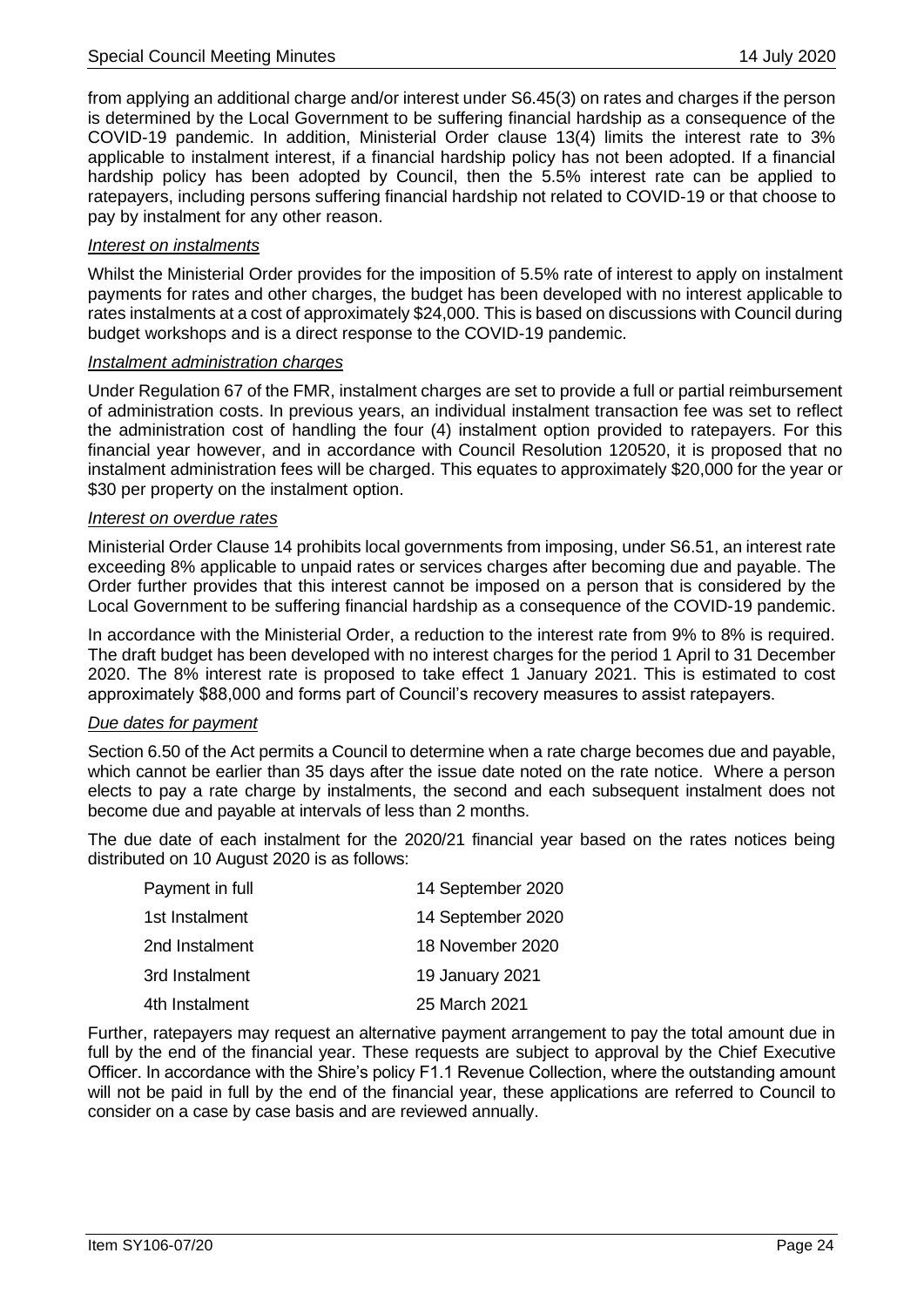from applying an additional charge and/or interest under S6.45(3) on rates and charges if the person is determined by the Local Government to be suffering financial hardship as a consequence of the COVID-19 pandemic. In addition, Ministerial Order clause 13(4) limits the interest rate to 3% applicable to instalment interest, if a financial hardship policy has not been adopted. If a financial hardship policy has been adopted by Council, then the 5.5% interest rate can be applied to ratepayers, including persons suffering financial hardship not related to COVID-19 or that choose to pay by instalment for any other reason.

*Interest on instalments*

Whilst the Ministerial Order provides for the imposition of 5.5% rate of interest to apply on instalment payments for rates and other charges, the budget has been developed with no interest applicable to rates instalments at a cost of approximately $24,000. This is based on discussions with Council during budget workshops and is a direct response to the COVID-19 pandemic.

*Instalment administration charges*

Under Regulation 67 of the FMR, instalment charges are set to provide a full or partial reimbursement of administration costs. In previous years, an individual instalment transaction fee was set to reflect the administration cost of handling the four (4) instalment option provided to ratepayers. For this financial year however, and in accordance with Council Resolution 120520, it is proposed that no instalment administration fees will be charged. This equates to approximately $20,000 for the year or $30 per property on the instalment option.

*Interest on overdue rates*

Ministerial Order Clause 14 prohibits local governments from imposing, under S6.51, an interest rate exceeding 8% applicable to unpaid rates or services charges after becoming due and payable. The Order further provides that this interest cannot be imposed on a person that is considered by the Local Government to be suffering financial hardship as a consequence of the COVID-19 pandemic.

In accordance with the Ministerial Order, a reduction to the interest rate from 9% to 8% is required. The draft budget has been developed with no interest charges for the period 1 April to 31 December 2020. The 8% interest rate is proposed to take effect 1 January 2021. This is estimated to cost approximately $88,000 and forms part of Council's recovery measures to assist ratepayers.

*Due dates for payment*

Section 6.50 of the Act permits a Council to determine when a rate charge becomes due and payable, which cannot be earlier than 35 days after the issue date noted on the rate notice. Where a person elects to pay a rate charge by instalments, the second and each subsequent instalment does not become due and payable at intervals of less than 2 months.

The due date of each instalment for the 2020/21 financial year based on the rates notices being distributed on 10 August 2020 is as follows:

| | |
|---|---|
| Payment in full | 14 September 2020 |
| 1st Instalment | 14 September 2020 |
| 2nd Instalment | 18 November 2020 |
| 3rd Instalment | 19 January 2021 |
| 4th Instalment | 25 March 2021 |

Further, ratepayers may request an alternative payment arrangement to pay the total amount due in full by the end of the financial year. These requests are subject to approval by the Chief Executive Officer. In accordance with the Shire's policy F1.1 Revenue Collection, where the outstanding amount will not be paid in full by the end of the financial year, these applications are referred to Council to consider on a case by case basis and are reviewed annually.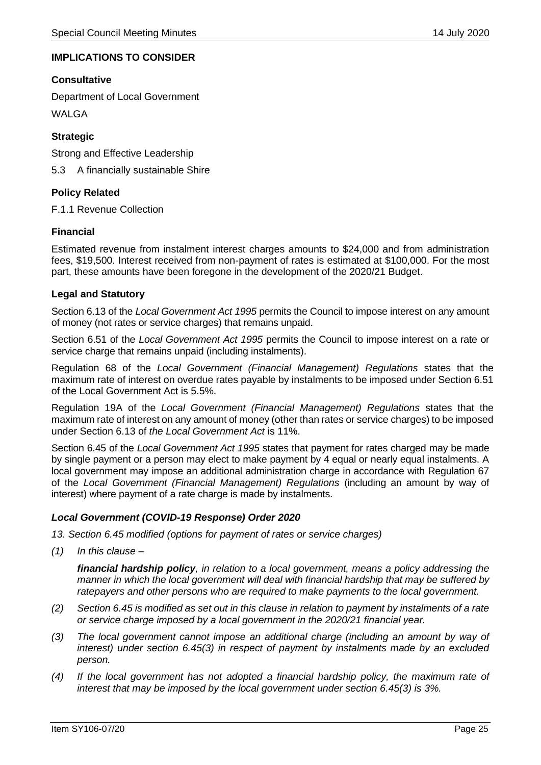**IMPLICATIONS TO CONSIDER**

**Consultative**

Department of Local Government

WALGA

**Strategic**

Strong and Effective Leadership

5.3 A financially sustainable Shire

**Policy Related**

F.1.1 Revenue Collection

**Financial**

Estimated revenue from instalment interest charges amounts to $24,000 and from administration fees, $19,500. Interest received from non-payment of rates is estimated at $100,000. For the most part, these amounts have been foregone in the development of the 2020/21 Budget.

**Legal and Statutory**

Section 6.13 of the *Local Government Act 1995* permits the Council to impose interest on any amount of money (not rates or service charges) that remains unpaid.

Section 6.51 of the *Local Government Act 1995* permits the Council to impose interest on a rate or service charge that remains unpaid (including instalments).

Regulation 68 of the *Local Government (Financial Management) Regulations* states that the maximum rate of interest on overdue rates payable by instalments to be imposed under Section 6.51 of the Local Government Act is 5.5%.

Regulation 19A of the *Local Government (Financial Management) Regulations* states that the maximum rate of interest on any amount of money (other than rates or service charges) to be imposed under Section 6.13 of *the Local Government Act* is 11%.

Section 6.45 of the *Local Government Act 1995* states that payment for rates charged may be made by single payment or a person may elect to make payment by 4 equal or nearly equal instalments. A local government may impose an additional administration charge in accordance with Regulation 67 of the *Local Government (Financial Management) Regulations* (including an amount by way of interest) where payment of a rate charge is made by instalments.

***Local Government (COVID-19 Response) Order 2020***

*13. Section 6.45 modified (options for payment of rates or service charges)*

*(1) In this clause –*

*__financial hardship policy__, in relation to a local government, means a policy addressing the manner in which the local government will deal with financial hardship that may be suffered by ratepayers and other persons who are required to make payments to the local government.*

*(2) Section 6.45 is modified as set out in this clause in relation to payment by instalments of a rate or service charge imposed by a local government in the 2020/21 financial year.*

*(3) The local government cannot impose an additional charge (including an amount by way of interest) under section 6.45(3) in respect of payment by instalments made by an excluded person.*

*(4) If the local government has not adopted a financial hardship policy, the maximum rate of interest that may be imposed by the local government under section 6.45(3) is 3%.*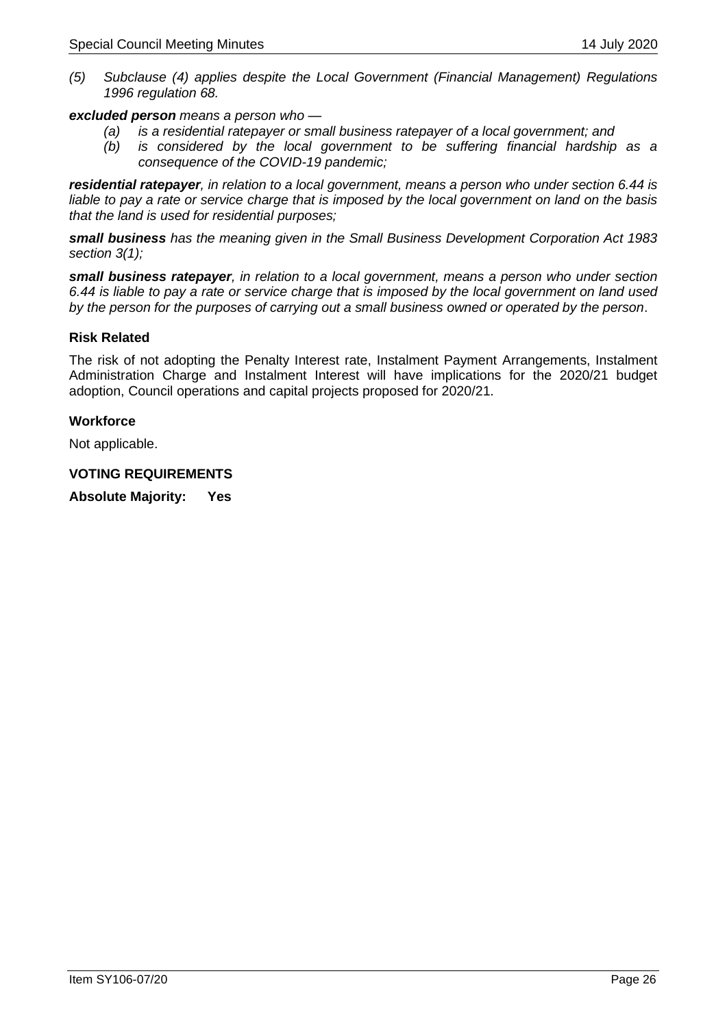*(5) Subclause (4) applies despite the Local Government (Financial Management) Regulations 1996 regulation 68.*

***excluded person*** *means a person who —*

*(a) is a residential ratepayer or small business ratepayer of a local government; and*

*(b) is considered by the local government to be suffering financial hardship as a consequence of the COVID-19 pandemic;*

***residential ratepayer****, in relation to a local government, means a person who under section 6.44 is liable to pay a rate or service charge that is imposed by the local government on land on the basis that the land is used for residential purposes;*

***small business*** *has the meaning given in the Small Business Development Corporation Act 1983 section 3(1);*

***small business ratepayer****, in relation to a local government, means a person who under section 6.44 is liable to pay a rate or service charge that is imposed by the local government on land used by the person for the purposes of carrying out a small business owned or operated by the person*.

**Risk Related**

The risk of not adopting the Penalty Interest rate, Instalment Payment Arrangements, Instalment Administration Charge and Instalment Interest will have implications for the 2020/21 budget adoption, Council operations and capital projects proposed for 2020/21.

**Workforce**

Not applicable.

**VOTING REQUIREMENTS**

**Absolute Majority: Yes**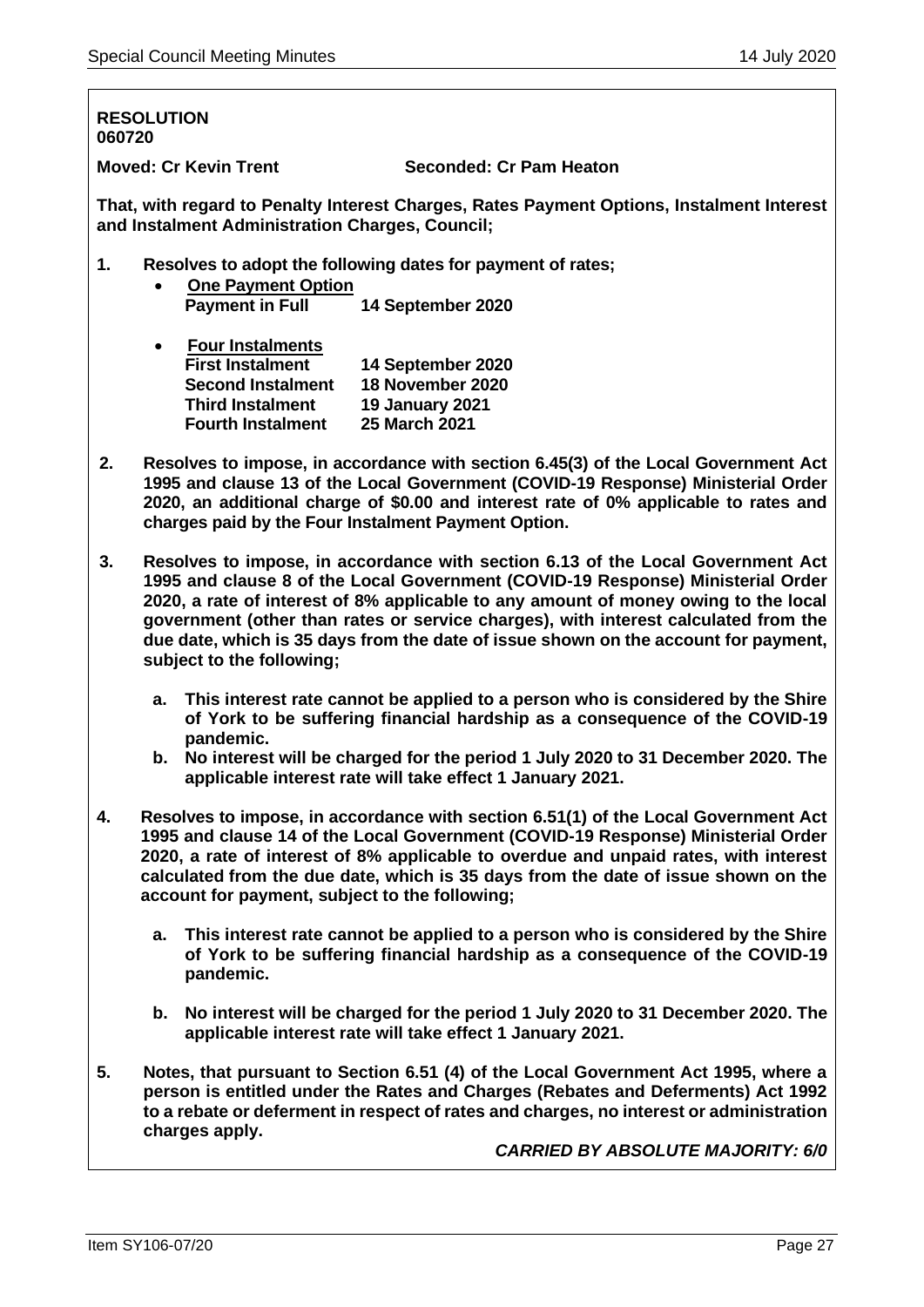**RESOLUTION**
**060720**

**Moved: Cr Kevin Trent** **Seconded: Cr Pam Heaton**

**That, with regard to Penalty Interest Charges, Rates Payment Options, Instalment Interest and Instalment Administration Charges, Council;**

**1. Resolves to adopt the following dates for payment of rates;**

- **One Payment Option**

| | |
|---|---|
| **Payment in Full** | **14 September 2020** |

- **Four Instalments**

| | |
|---|---|
| **First Instalment** | **14 September 2020** |
| **Second Instalment** | **18 November 2020** |
| **Third Instalment** | **19 January 2021** |
| **Fourth Instalment** | **25 March 2021** |

**2. Resolves to impose, in accordance with section 6.45(3) of the Local Government Act 1995 and clause 13 of the Local Government (COVID-19 Response) Ministerial Order 2020, an additional charge of $0.00 and interest rate of 0% applicable to rates and charges paid by the Four Instalment Payment Option.**

**3. Resolves to impose, in accordance with section 6.13 of the Local Government Act 1995 and clause 8 of the Local Government (COVID-19 Response) Ministerial Order 2020, a rate of interest of 8% applicable to any amount of money owing to the local government (other than rates or service charges), with interest calculated from the due date, which is 35 days from the date of issue shown on the account for payment, subject to the following;**

**a. This interest rate cannot be applied to a person who is considered by the Shire of York to be suffering financial hardship as a consequence of the COVID-19 pandemic.**

**b. No interest will be charged for the period 1 July 2020 to 31 December 2020. The applicable interest rate will take effect 1 January 2021.**

**4. Resolves to impose, in accordance with section 6.51(1) of the Local Government Act 1995 and clause 14 of the Local Government (COVID-19 Response) Ministerial Order 2020, a rate of interest of 8% applicable to overdue and unpaid rates, with interest calculated from the due date, which is 35 days from the date of issue shown on the account for payment, subject to the following;**

**a. This interest rate cannot be applied to a person who is considered by the Shire of York to be suffering financial hardship as a consequence of the COVID-19 pandemic.**

**b. No interest will be charged for the period 1 July 2020 to 31 December 2020. The applicable interest rate will take effect 1 January 2021.**

**5. Notes, that pursuant to Section 6.51 (4) of the Local Government Act 1995, where a person is entitled under the Rates and Charges (Rebates and Deferments) Act 1992 to a rebate or deferment in respect of rates and charges, no interest or administration charges apply.**

***CARRIED BY ABSOLUTE MAJORITY: 6/0***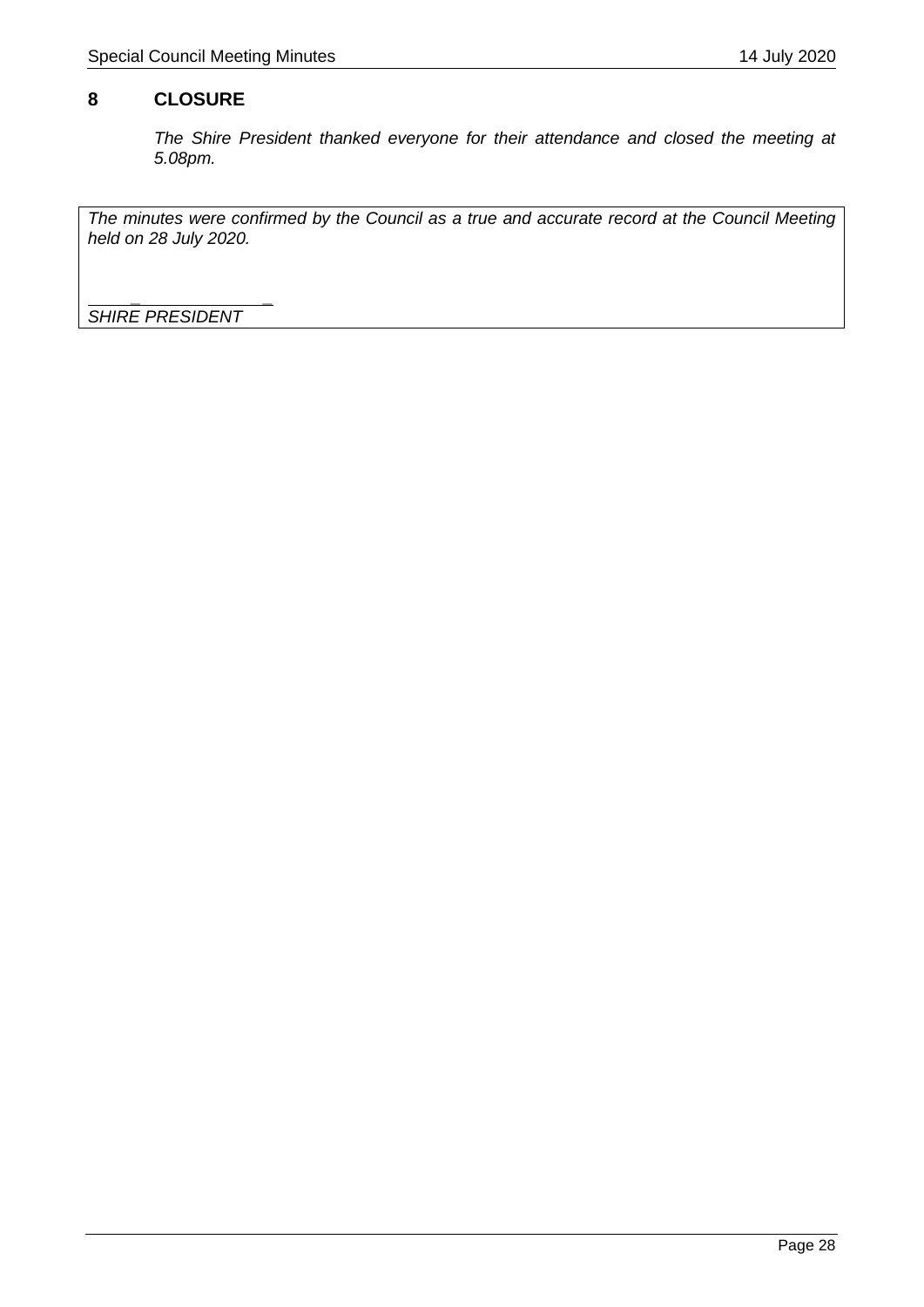## 8 CLOSURE

*The Shire President thanked everyone for their attendance and closed the meeting at 5.08pm.*

*The minutes were confirmed by the Council as a true and accurate record at the Council Meeting held on 28 July 2020.*

______________________

*SHIRE PRESIDENT*